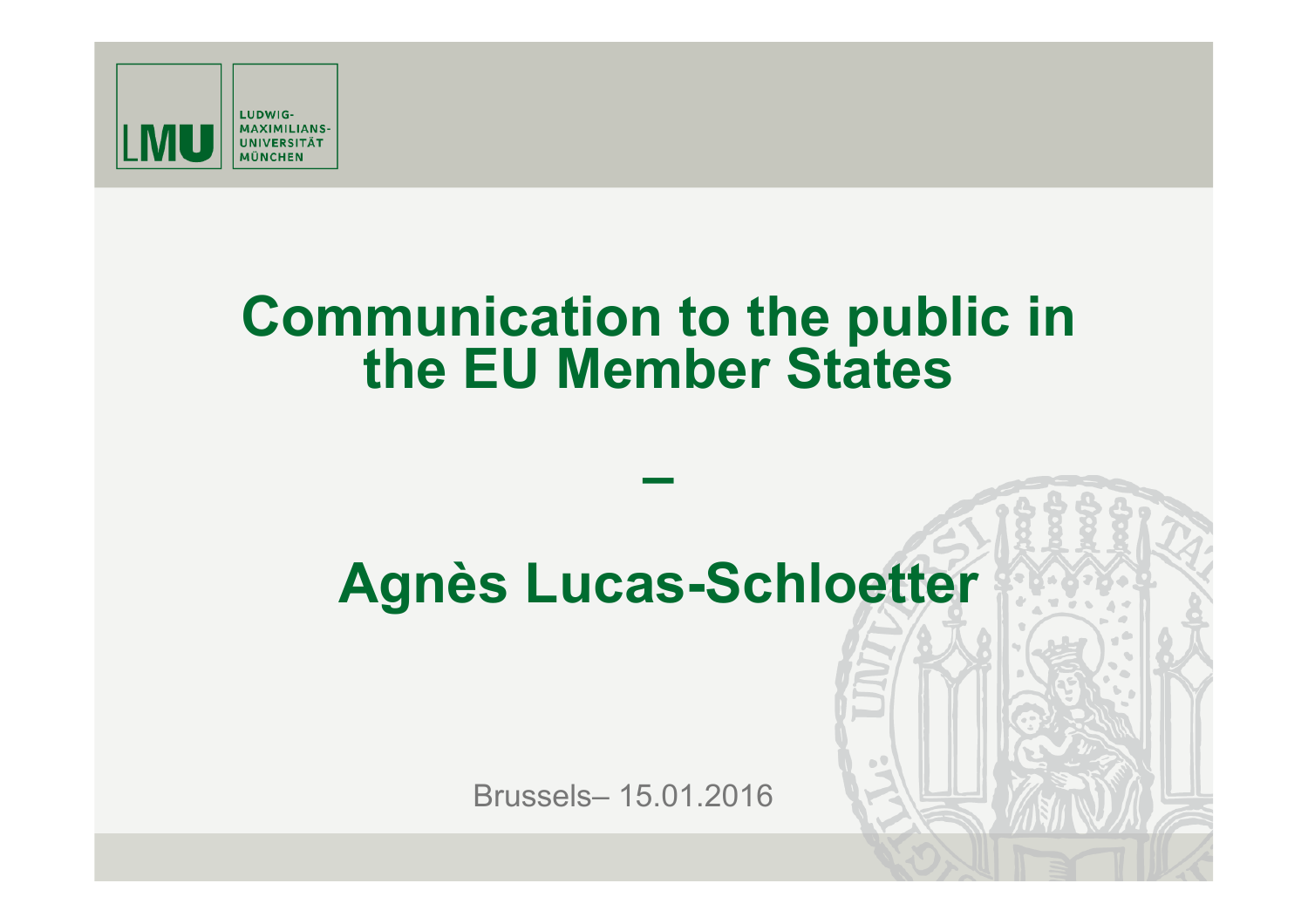# Communication to the public in the EU Member States

–

## Agnès Lucas-Schloetter

Brussels– 15.01.2016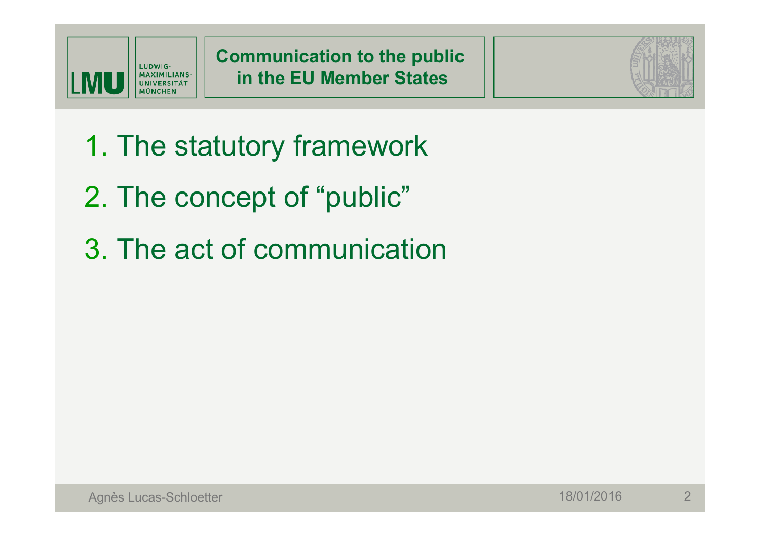1. The statutory framework
2. The concept of "public"
3. The act of communication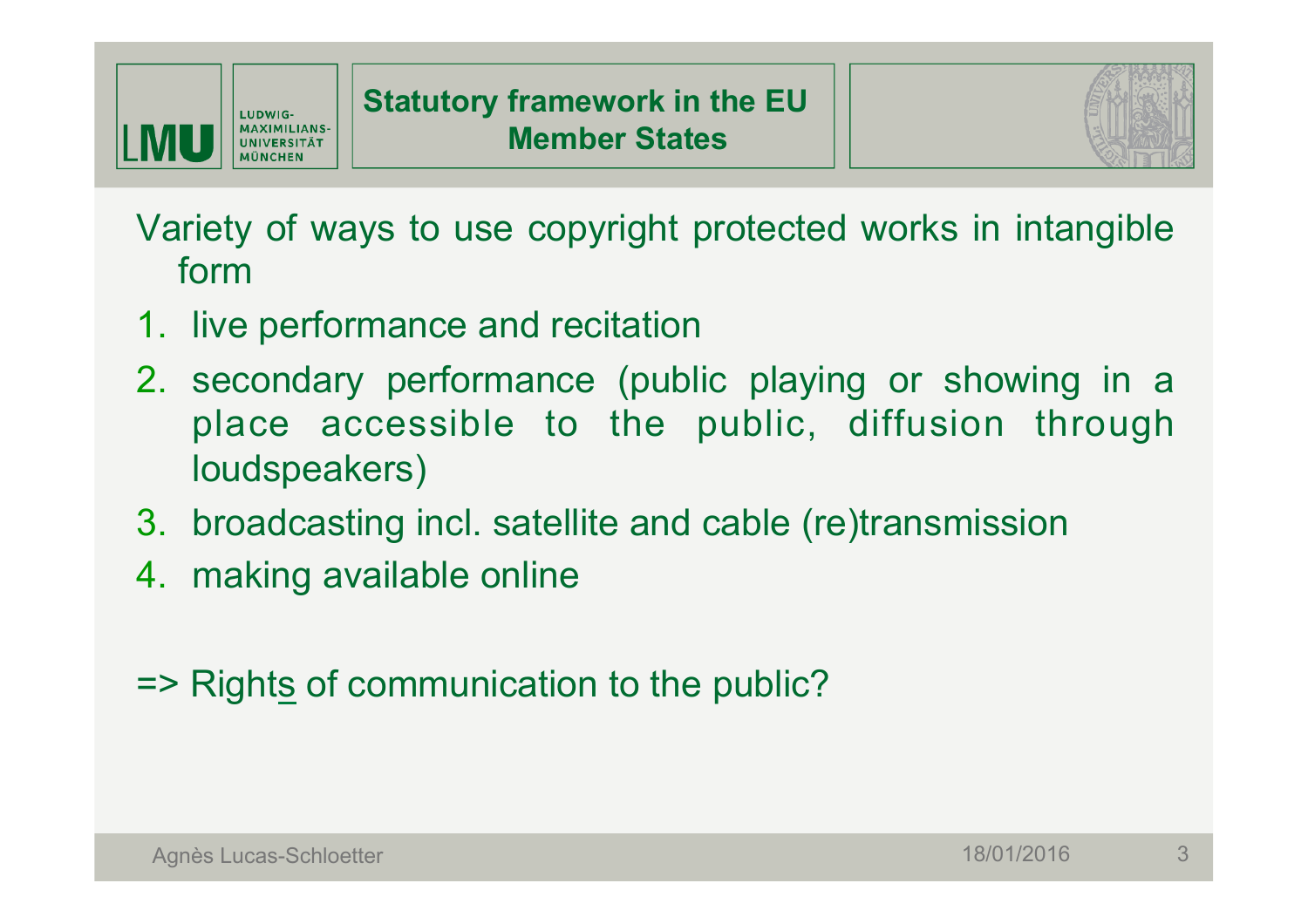## Statutory framework in the EU Member States

Variety of ways to use copyright protected works in intangible form

1. live performance and recitation
2. secondary performance (public playing or showing in a place accessible to the public, diffusion through loudspeakers)
3. broadcasting incl. satellite and cable (re)transmission
4. making available online

=> Right<u>s</u> of communication to the public?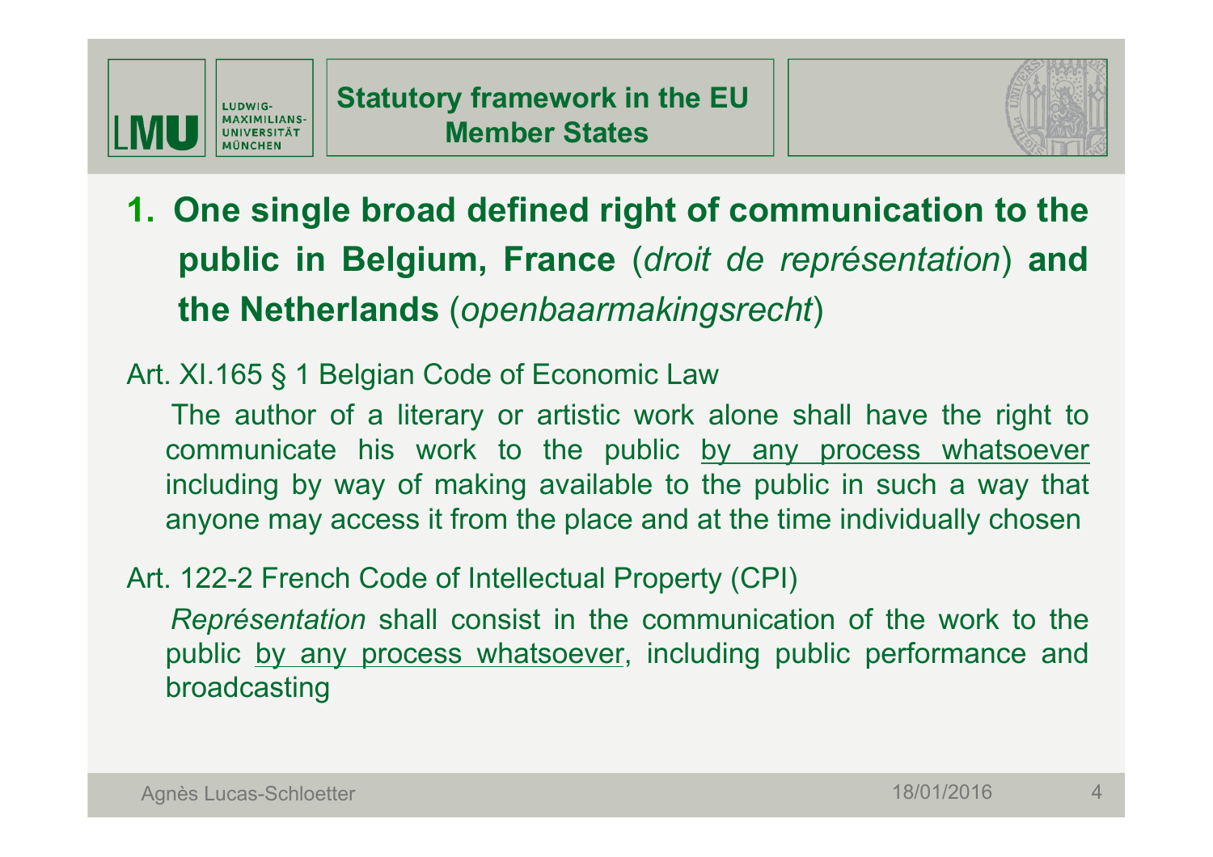# Statutory framework in the EU Member States

## 1. One single broad defined right of communication to the public in Belgium, France (*droit de représentation*) and the Netherlands (*openbaarmakingsrecht*)

Art. XI.165 § 1 Belgian Code of Economic Law

The author of a literary or artistic work alone shall have the right to communicate his work to the public <u>by any process whatsoever</u> including by way of making available to the public in such a way that anyone may access it from the place and at the time individually chosen

Art. 122-2 French Code of Intellectual Property (CPI)

*Représentation* shall consist in the communication of the work to the public <u>by any process whatsoever</u>, including public performance and broadcasting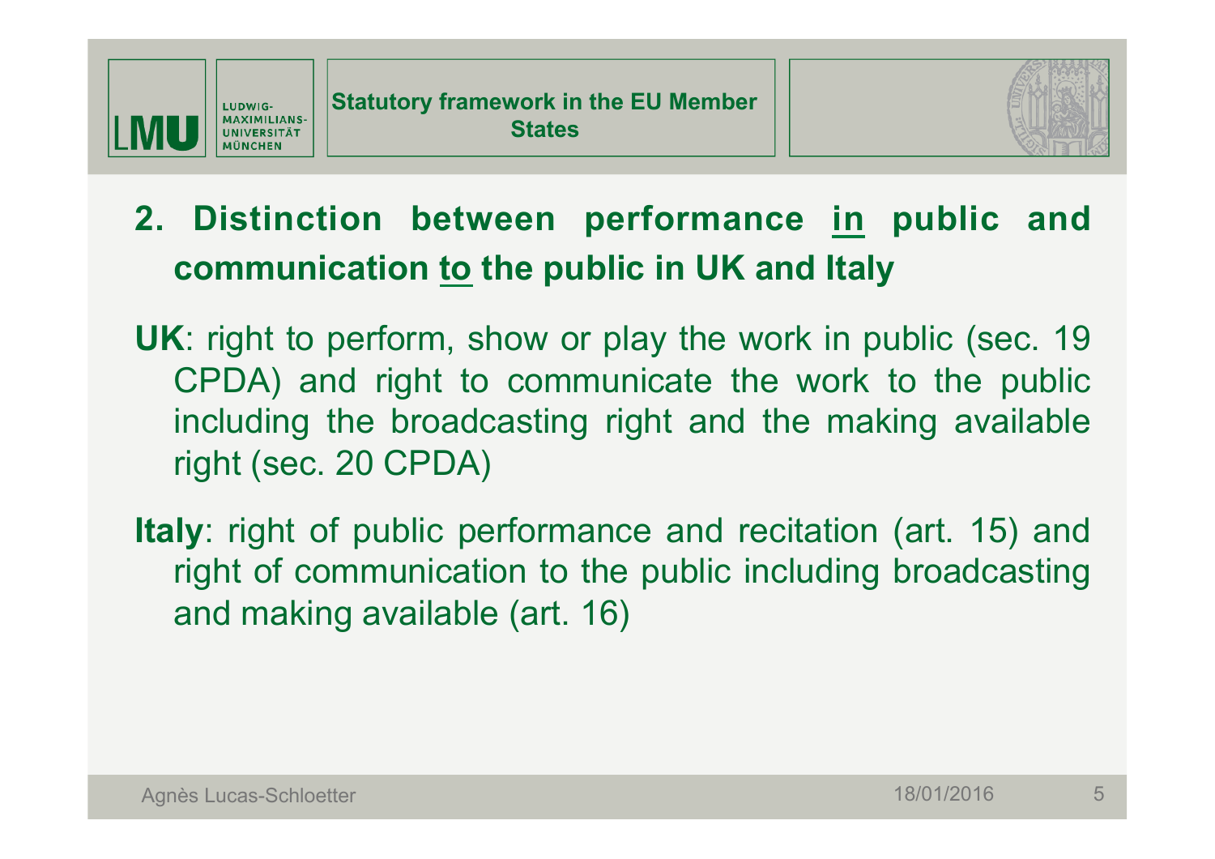## 2. Distinction between performance in public and communication to the public in UK and Italy

**UK**: right to perform, show or play the work in public (sec. 19 CPDA) and right to communicate the work to the public including the broadcasting right and the making available right (sec. 20 CPDA)

**Italy**: right of public performance and recitation (art. 15) and right of communication to the public including broadcasting and making available (art. 16)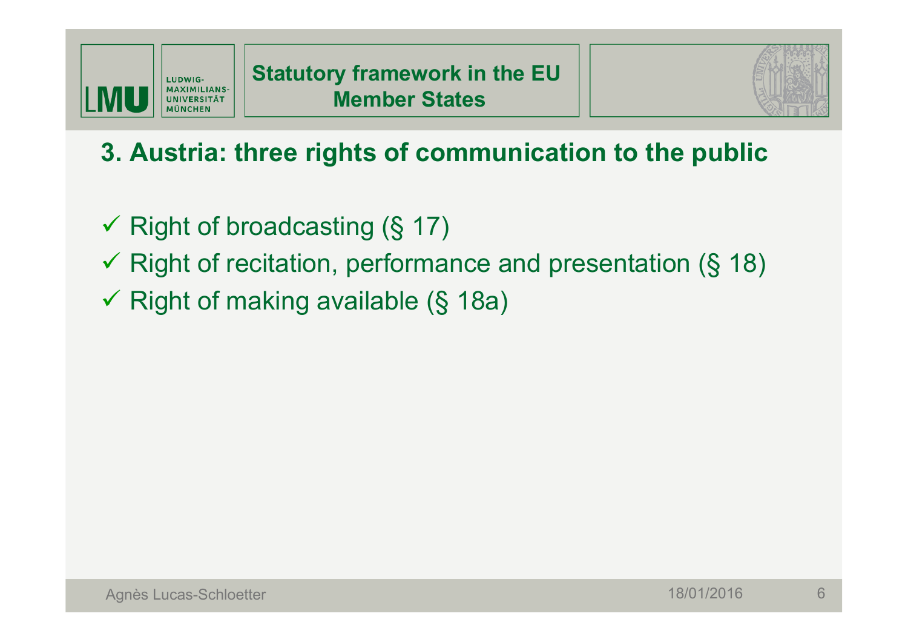## Statutory framework in the EU Member States

### 3. Austria: three rights of communication to the public

- ✓ Right of broadcasting (§ 17)
- ✓ Right of recitation, performance and presentation (§ 18)
- ✓ Right of making available (§ 18a)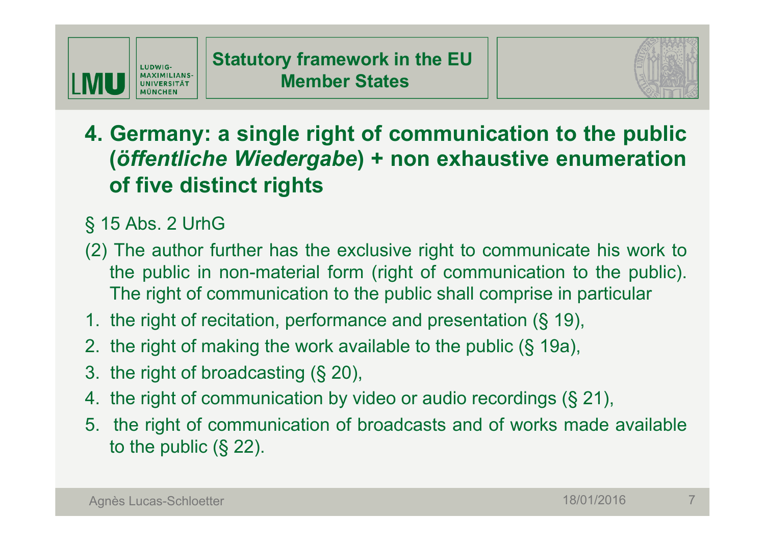# Statutory framework in the EU Member States

## 4. Germany: a single right of communication to the public (*öffentliche Wiedergabe*) + non exhaustive enumeration of five distinct rights

§ 15 Abs. 2 UrhG

(2) The author further has the exclusive right to communicate his work to the public in non-material form (right of communication to the public). The right of communication to the public shall comprise in particular

1. the right of recitation, performance and presentation (§ 19),
2. the right of making the work available to the public (§ 19a),
3. the right of broadcasting (§ 20),
4. the right of communication by video or audio recordings (§ 21),
5. the right of communication of broadcasts and of works made available to the public (§ 22).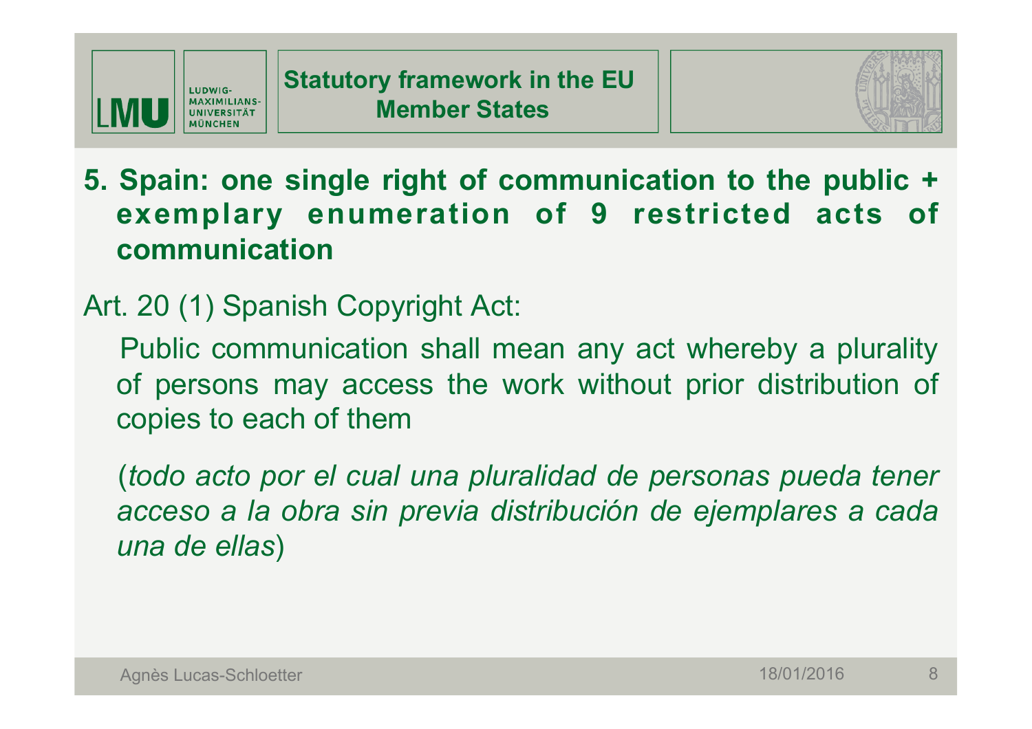## Statutory framework in the EU Member States

**5. Spain: one single right of communication to the public + exemplary enumeration of 9 restricted acts of communication**

Art. 20 (1) Spanish Copyright Act:

Public communication shall mean any act whereby a plurality of persons may access the work without prior distribution of copies to each of them

(*todo acto por el cual una pluralidad de personas pueda tener acceso a la obra sin previa distribución de ejemplares a cada una de ellas*)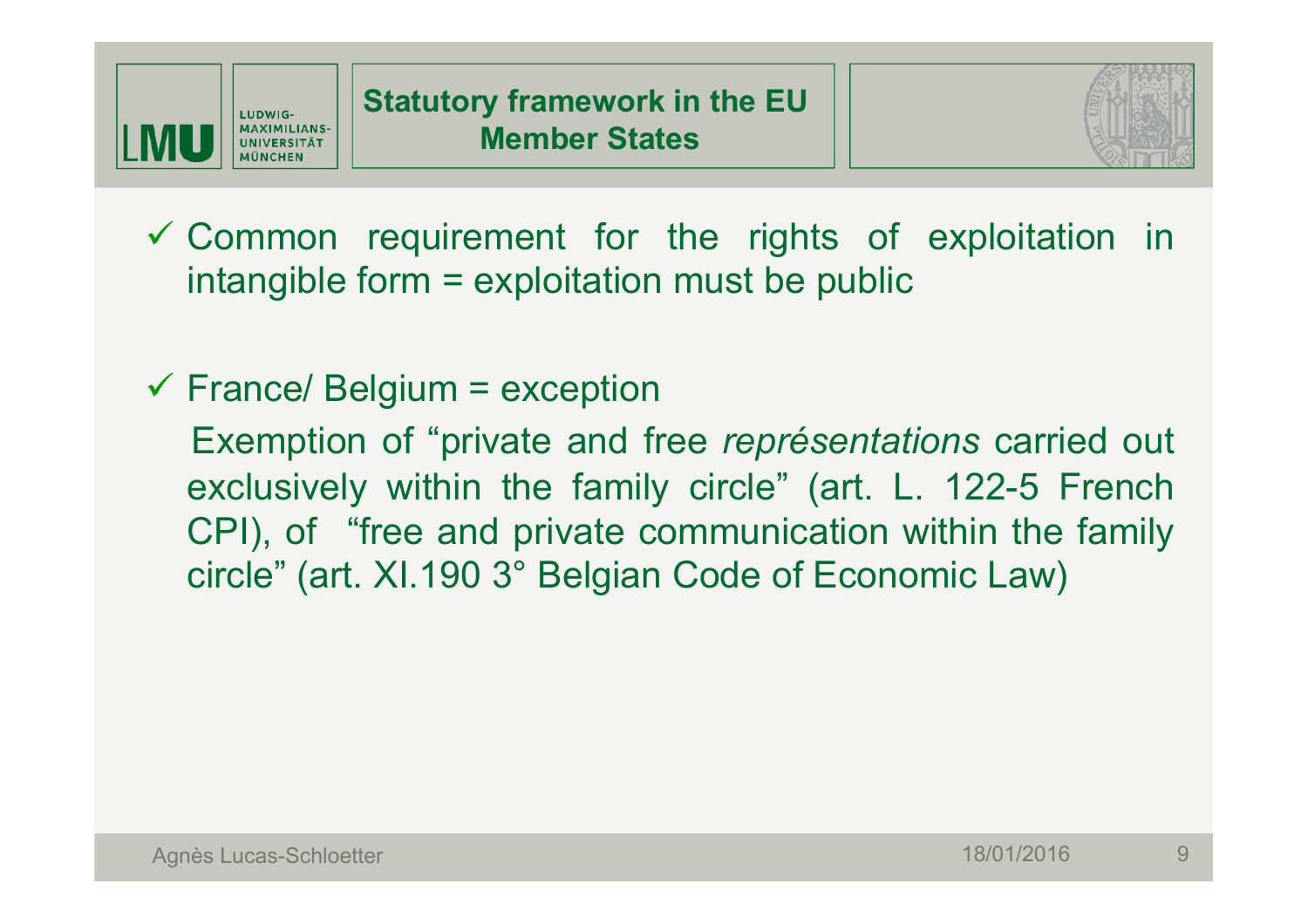## Statutory framework in the EU Member States

- ✓ Common requirement for the rights of exploitation in intangible form = exploitation must be public

- ✓ France/ Belgium = exception

  Exemption of "private and free *représentations* carried out exclusively within the family circle" (art. L. 122-5 French CPI), of "free and private communication within the family circle" (art. XI.190 3° Belgian Code of Economic Law)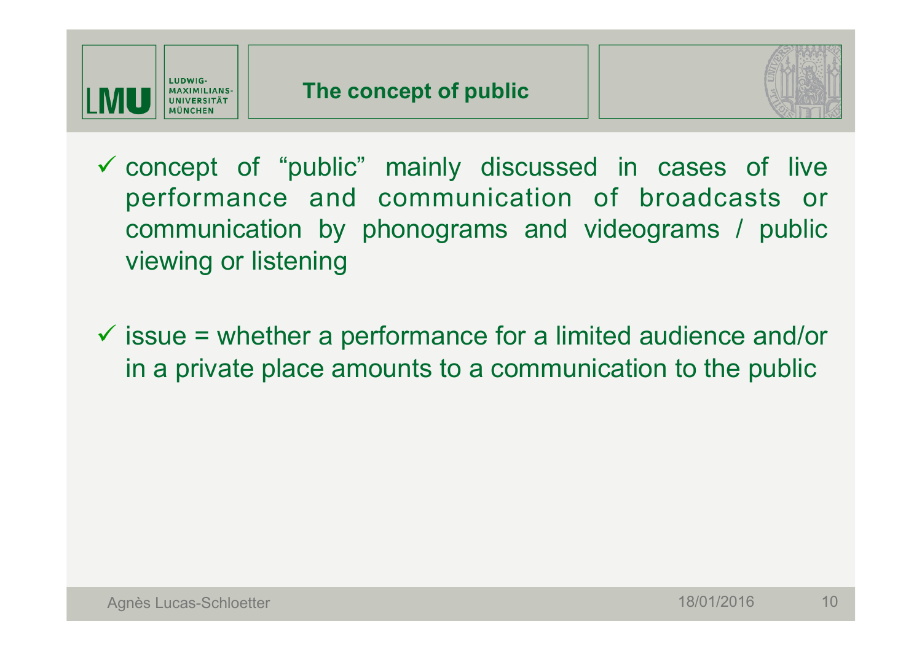# The concept of public

- ✓ concept of "public" mainly discussed in cases of live performance and communication of broadcasts or communication by phonograms and videograms / public viewing or listening

- ✓ issue = whether a performance for a limited audience and/or in a private place amounts to a communication to the public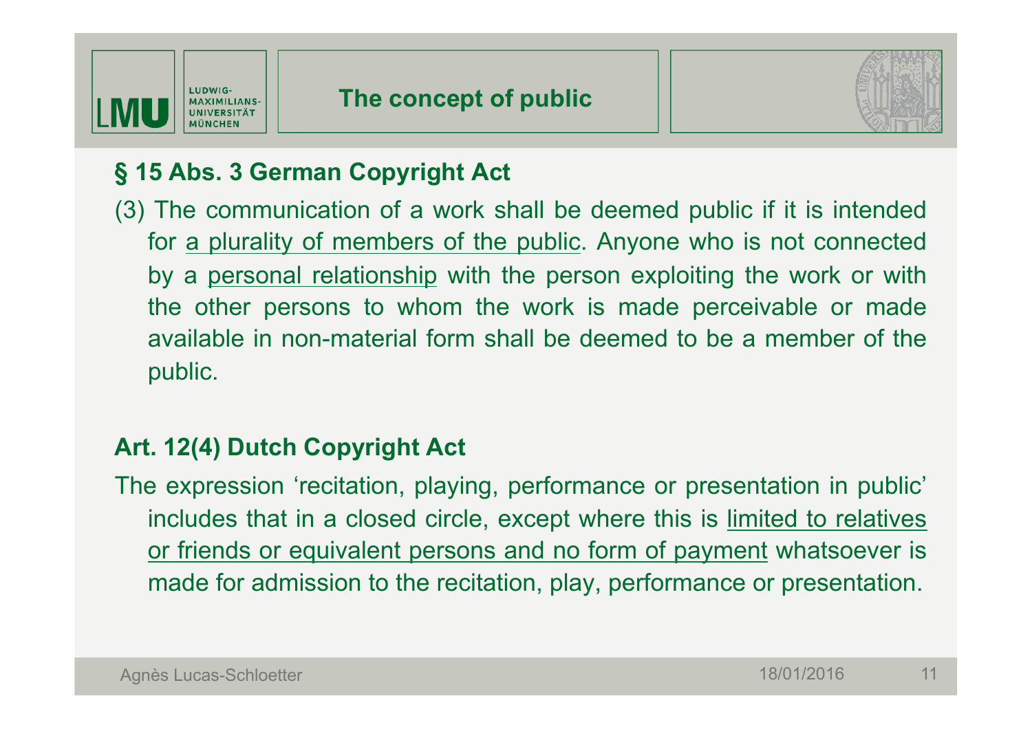# The concept of public

## § 15 Abs. 3 German Copyright Act

(3) The communication of a work shall be deemed public if it is intended for <u>a plurality of members of the public</u>. Anyone who is not connected by a <u>personal relationship</u> with the person exploiting the work or with the other persons to whom the work is made perceivable or made available in non-material form shall be deemed to be a member of the public.

## Art. 12(4) Dutch Copyright Act

The expression 'recitation, playing, performance or presentation in public' includes that in a closed circle, except where this is <u>limited to relatives or friends or equivalent persons and no form of payment</u> whatsoever is made for admission to the recitation, play, performance or presentation.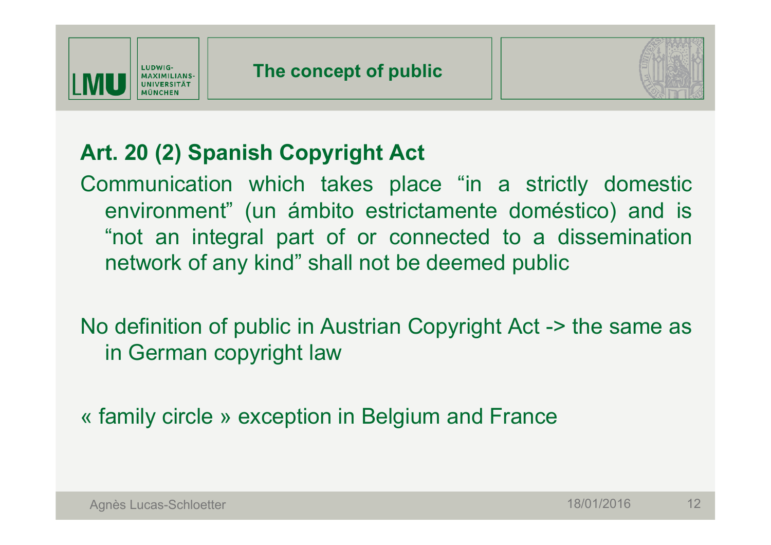# The concept of public

**Art. 20 (2) Spanish Copyright Act**

Communication which takes place “in a strictly domestic environment” (un ámbito estrictamente doméstico) and is “not an integral part of or connected to a dissemination network of any kind” shall not be deemed public

No definition of public in Austrian Copyright Act -> the same as in German copyright law

« family circle » exception in Belgium and France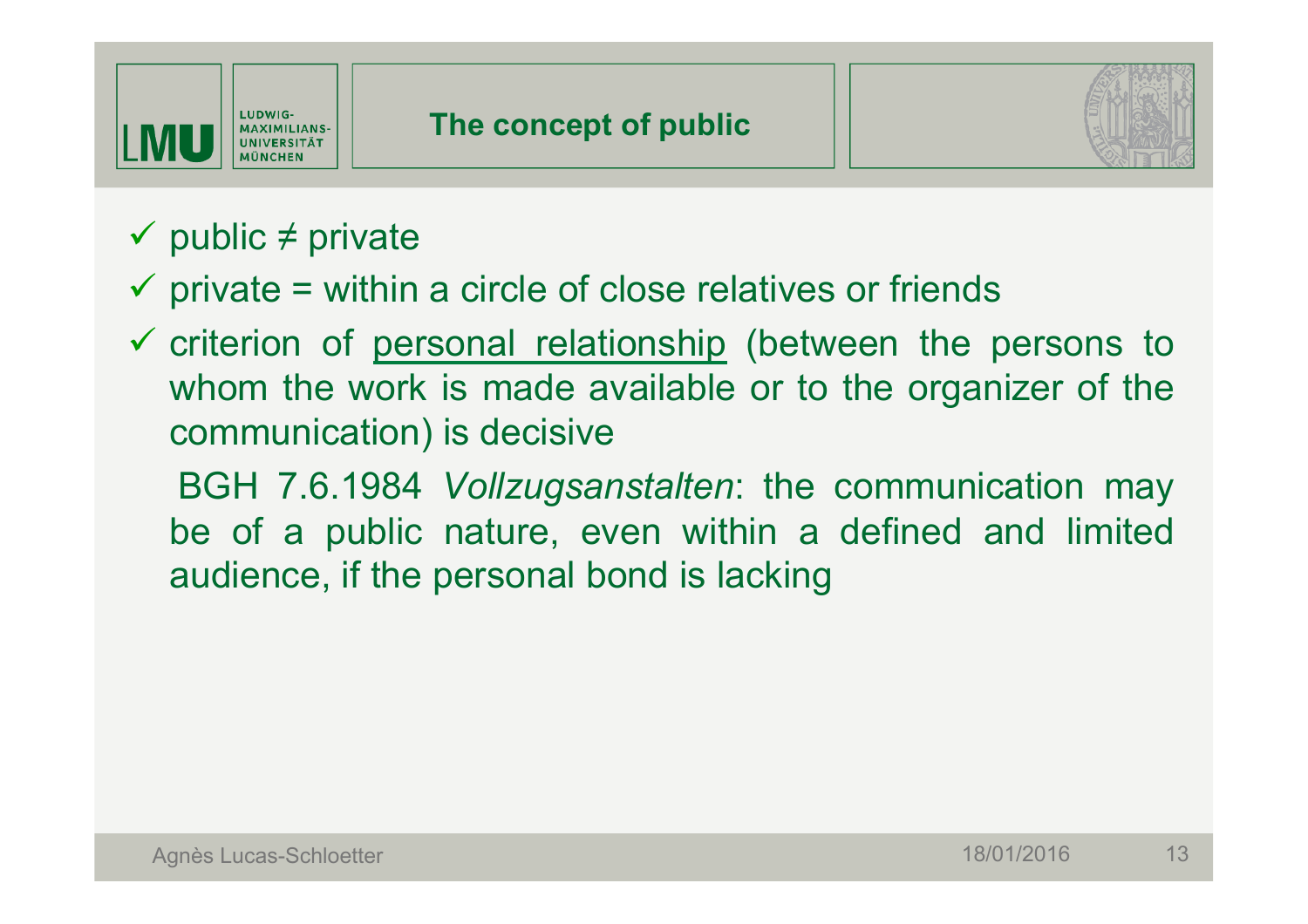# The concept of public

- public ≠ private
- private = within a circle of close relatives or friends
- criterion of <u>personal relationship</u> (between the persons to whom the work is made available or to the organizer of the communication) is decisive

  BGH 7.6.1984 *Vollzugsanstalten*: the communication may be of a public nature, even within a defined and limited audience, if the personal bond is lacking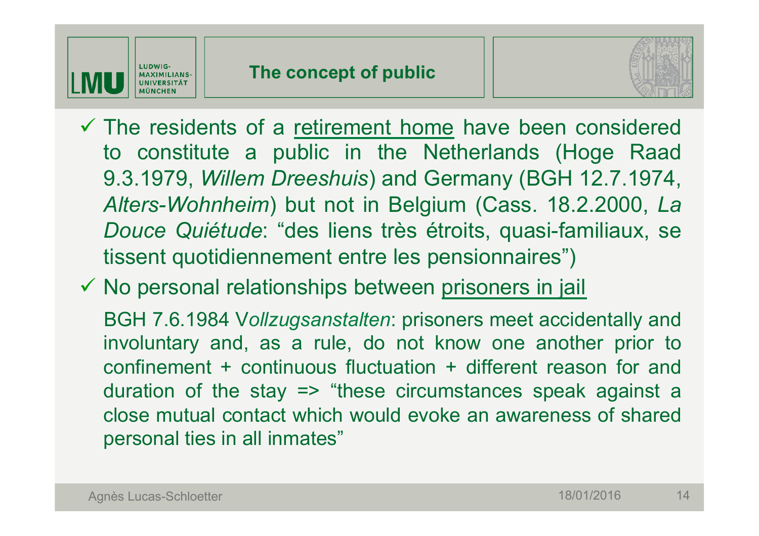## The concept of public

- ✓ The residents of a retirement home have been considered to constitute a public in the Netherlands (Hoge Raad 9.3.1979, *Willem Dreeshuis*) and Germany (BGH 12.7.1974, *Alters-Wohnheim*) but not in Belgium (Cass. 18.2.2000, *La Douce Quiétude*: "des liens très étroits, quasi-familiaux, se tissent quotidiennement entre les pensionnaires")
- ✓ No personal relationships between prisoners in jail

  BGH 7.6.1984 V*ollzugsanstalten*: prisoners meet accidentally and involuntary and, as a rule, do not know one another prior to confinement + continuous fluctuation + different reason for and duration of the stay => "these circumstances speak against a close mutual contact which would evoke an awareness of shared personal ties in all inmates"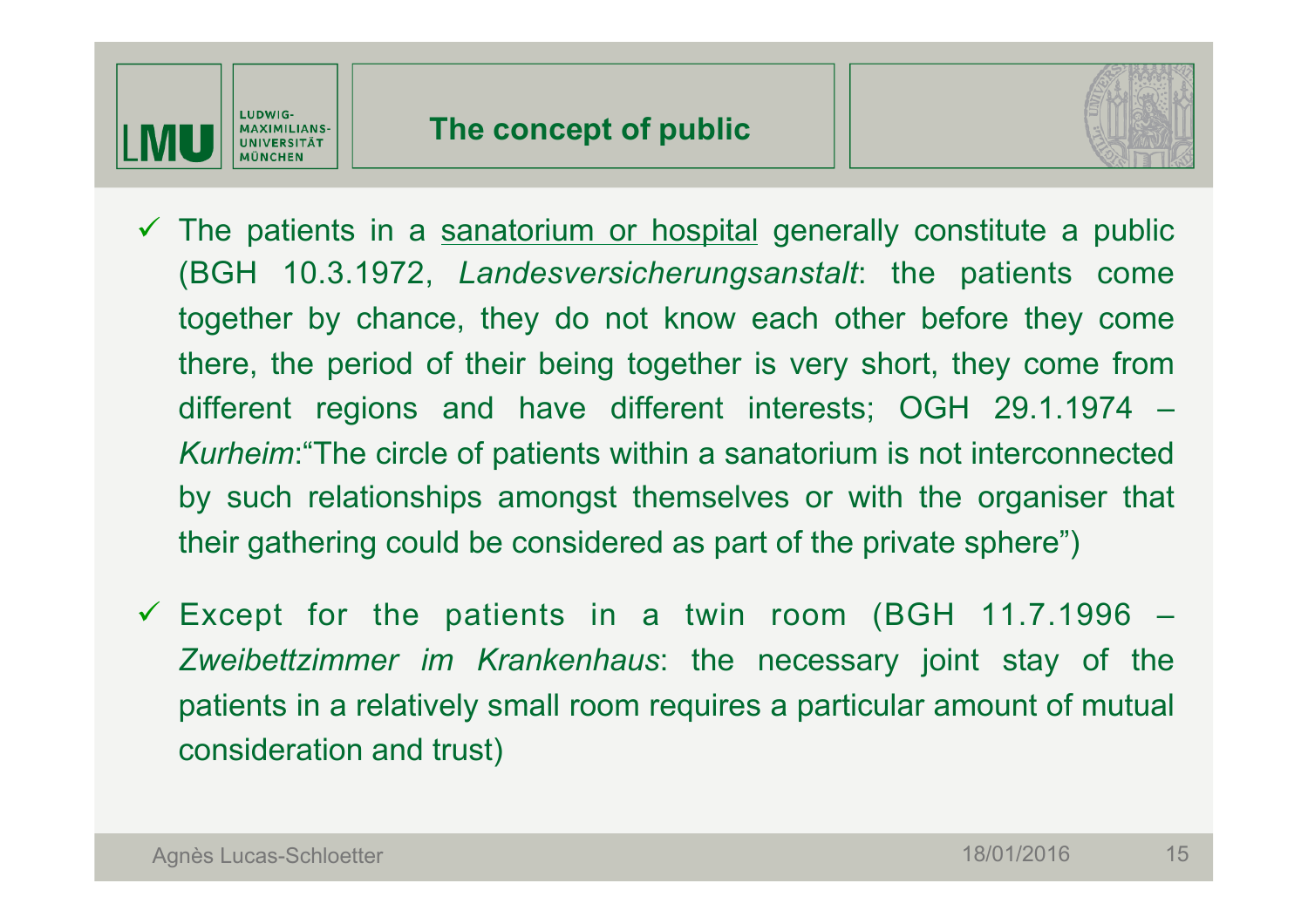## The concept of public

- ✓ The patients in a <u>sanatorium or hospital</u> generally constitute a public (BGH 10.3.1972, *Landesversicherungsanstalt*: the patients come together by chance, they do not know each other before they come there, the period of their being together is very short, they come from different regions and have different interests; OGH 29.1.1974 – *Kurheim*:"The circle of patients within a sanatorium is not interconnected by such relationships amongst themselves or with the organiser that their gathering could be considered as part of the private sphere")

- ✓ Except for the patients in a twin room (BGH 11.7.1996 – *Zweibettzimmer im Krankenhaus*: the necessary joint stay of the patients in a relatively small room requires a particular amount of mutual consideration and trust)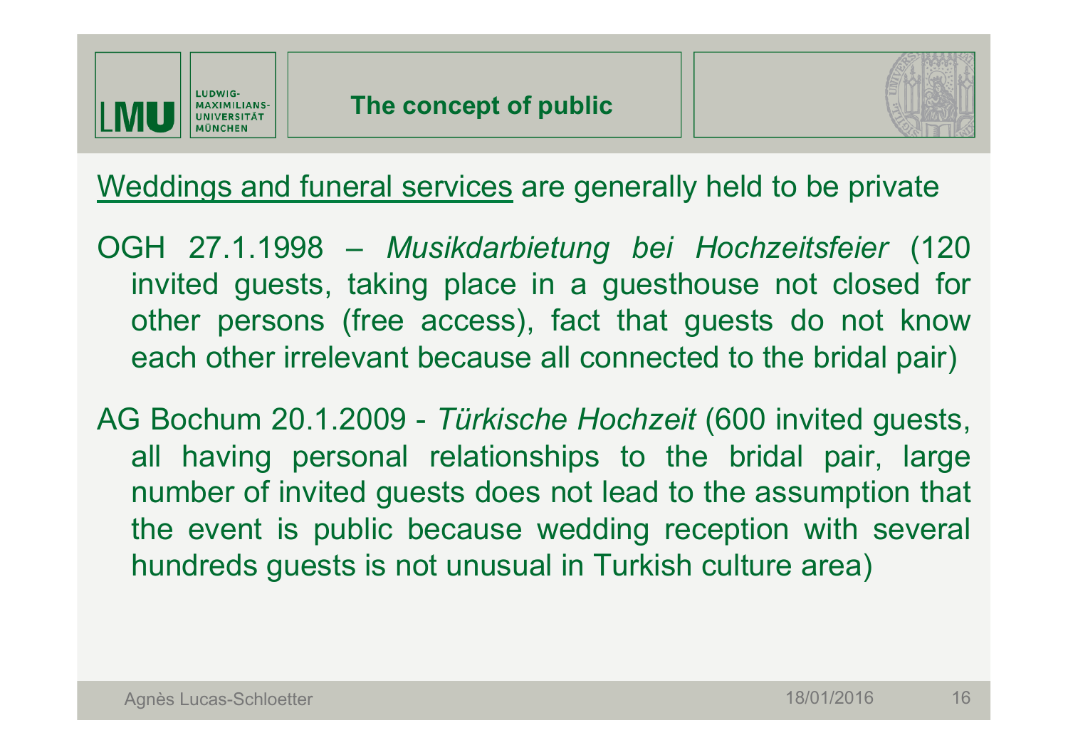# The concept of public

<u>Weddings and funeral services</u> are generally held to be private

OGH 27.1.1998 – *Musikdarbietung bei Hochzeitsfeier* (120 invited guests, taking place in a guesthouse not closed for other persons (free access), fact that guests do not know each other irrelevant because all connected to the bridal pair)

AG Bochum 20.1.2009 - *Türkische Hochzeit* (600 invited guests, all having personal relationships to the bridal pair, large number of invited guests does not lead to the assumption that the event is public because wedding reception with several hundreds guests is not unusual in Turkish culture area)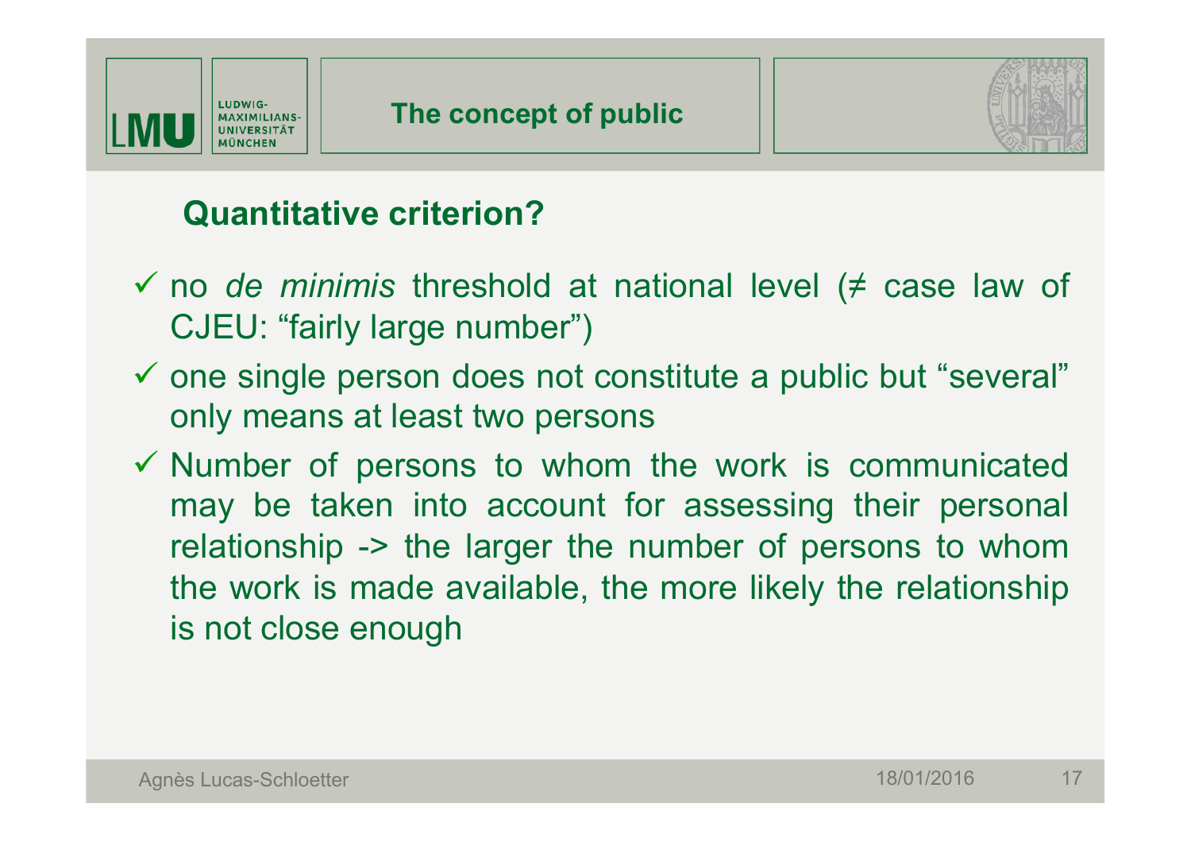# The concept of public

## Quantitative criterion?

- ✓ no *de minimis* threshold at national level (≠ case law of CJEU: “fairly large number”)
- ✓ one single person does not constitute a public but “several” only means at least two persons
- ✓ Number of persons to whom the work is communicated may be taken into account for assessing their personal relationship -> the larger the number of persons to whom the work is made available, the more likely the relationship is not close enough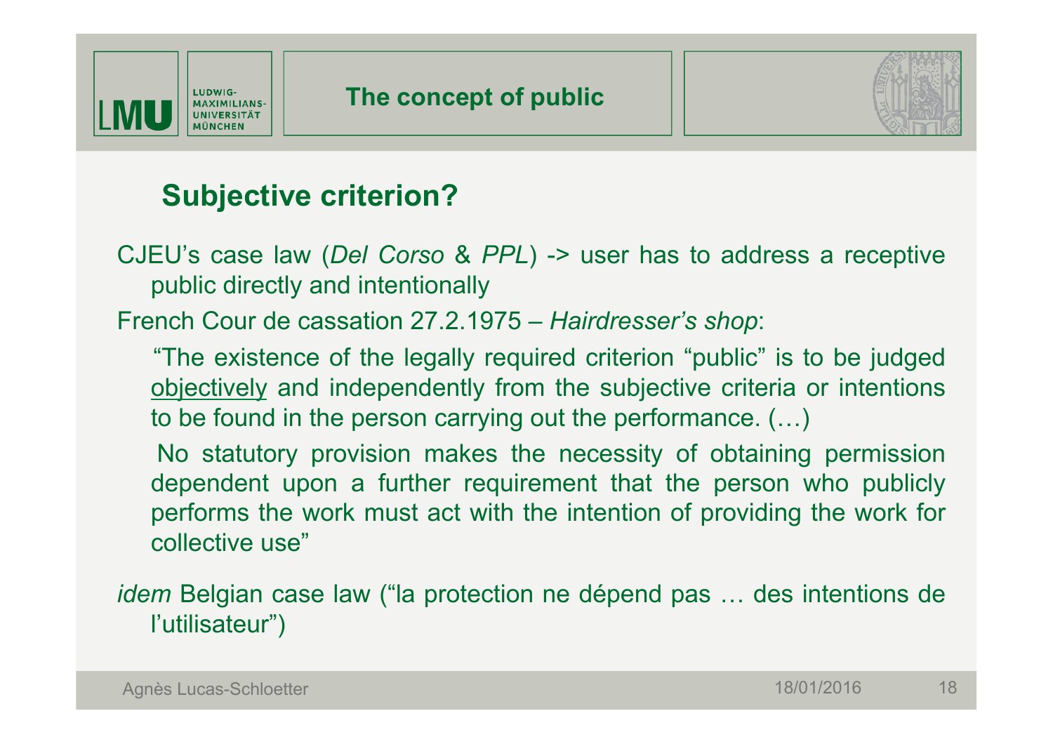# The concept of public

## Subjective criterion?

CJEU's case law (*Del Corso* & *PPL*) -> user has to address a receptive public directly and intentionally

French Cour de cassation 27.2.1975 – *Hairdresser's shop*:

"The existence of the legally required criterion "public" is to be judged <u>objectively</u> and independently from the subjective criteria or intentions to be found in the person carrying out the performance. (…)

No statutory provision makes the necessity of obtaining permission dependent upon a further requirement that the person who publicly performs the work must act with the intention of providing the work for collective use"

*idem* Belgian case law ("la protection ne dépend pas … des intentions de l'utilisateur")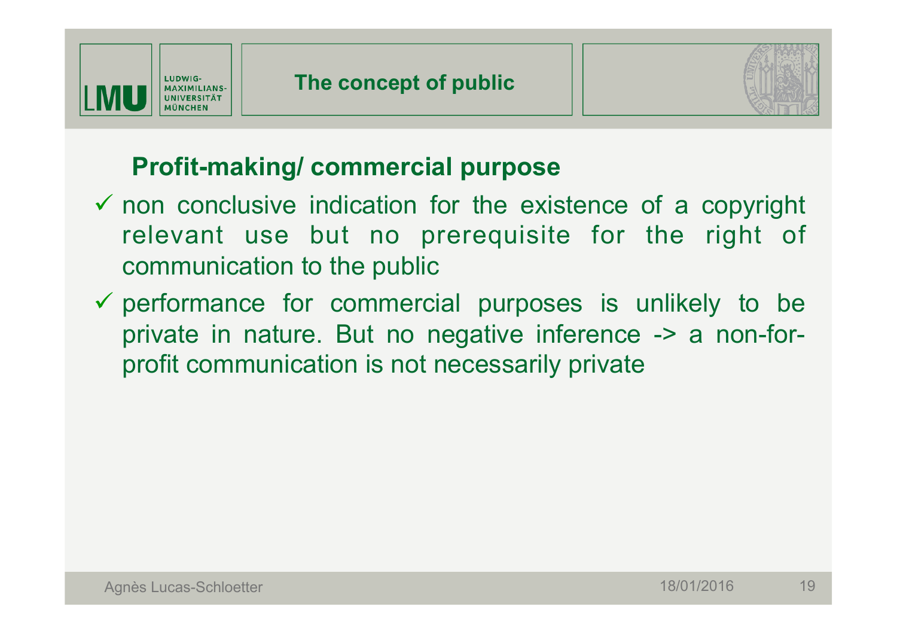## The concept of public

### Profit-making/ commercial purpose

- ✓ non conclusive indication for the existence of a copyright relevant use but no prerequisite for the right of communication to the public
- ✓ performance for commercial purposes is unlikely to be private in nature. But no negative inference -> a non-for-profit communication is not necessarily private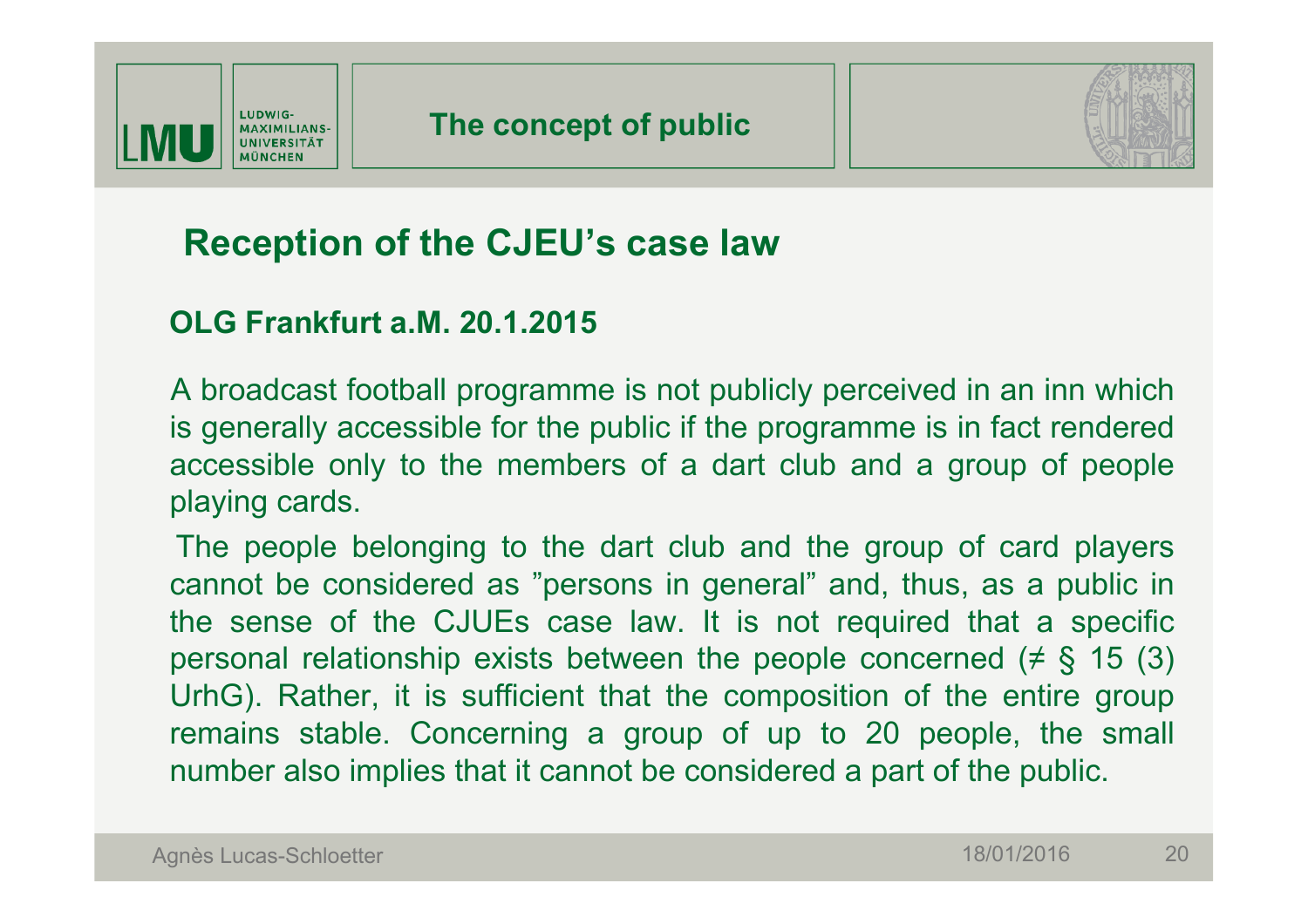# The concept of public

## Reception of the CJEU's case law

**OLG Frankfurt a.M. 20.1.2015**

A broadcast football programme is not publicly perceived in an inn which is generally accessible for the public if the programme is in fact rendered accessible only to the members of a dart club and a group of people playing cards.

The people belonging to the dart club and the group of card players cannot be considered as "persons in general" and, thus, as a public in the sense of the CJUEs case law. It is not required that a specific personal relationship exists between the people concerned (≠ § 15 (3) UrhG). Rather, it is sufficient that the composition of the entire group remains stable. Concerning a group of up to 20 people, the small number also implies that it cannot be considered a part of the public.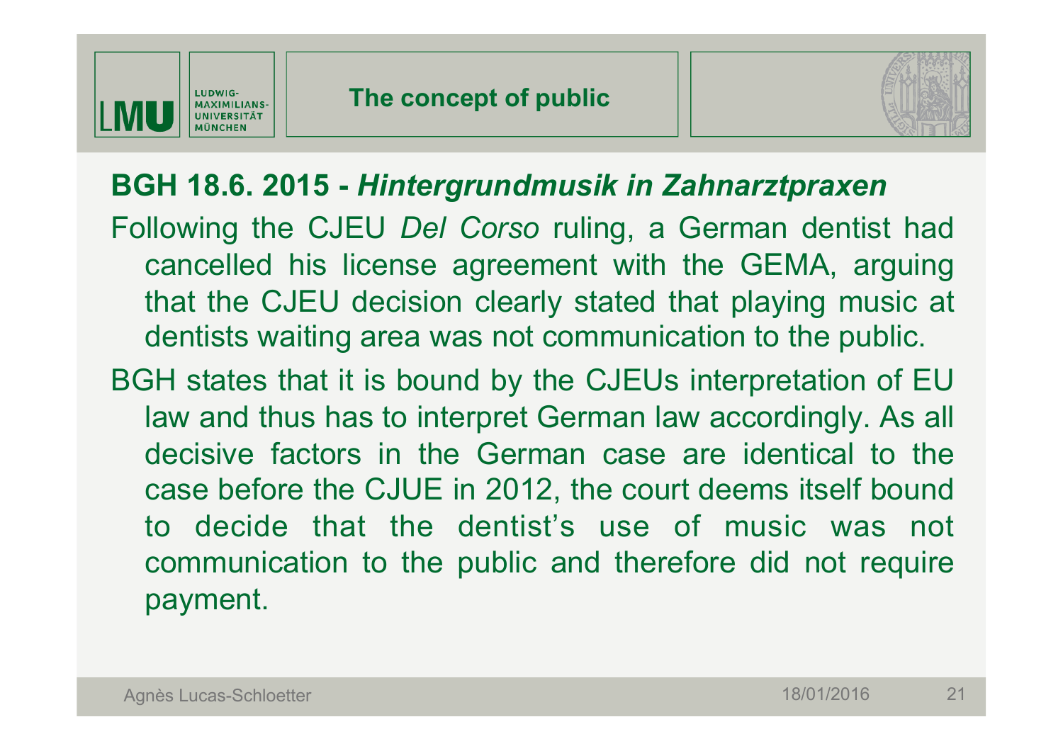# The concept of public

## BGH 18.6. 2015 - *Hintergrundmusik in Zahnarztpraxen*

Following the CJEU *Del Corso* ruling, a German dentist had cancelled his license agreement with the GEMA, arguing that the CJEU decision clearly stated that playing music at dentists waiting area was not communication to the public.

BGH states that it is bound by the CJEUs interpretation of EU law and thus has to interpret German law accordingly. As all decisive factors in the German case are identical to the case before the CJUE in 2012, the court deems itself bound to decide that the dentist's use of music was not communication to the public and therefore did not require payment.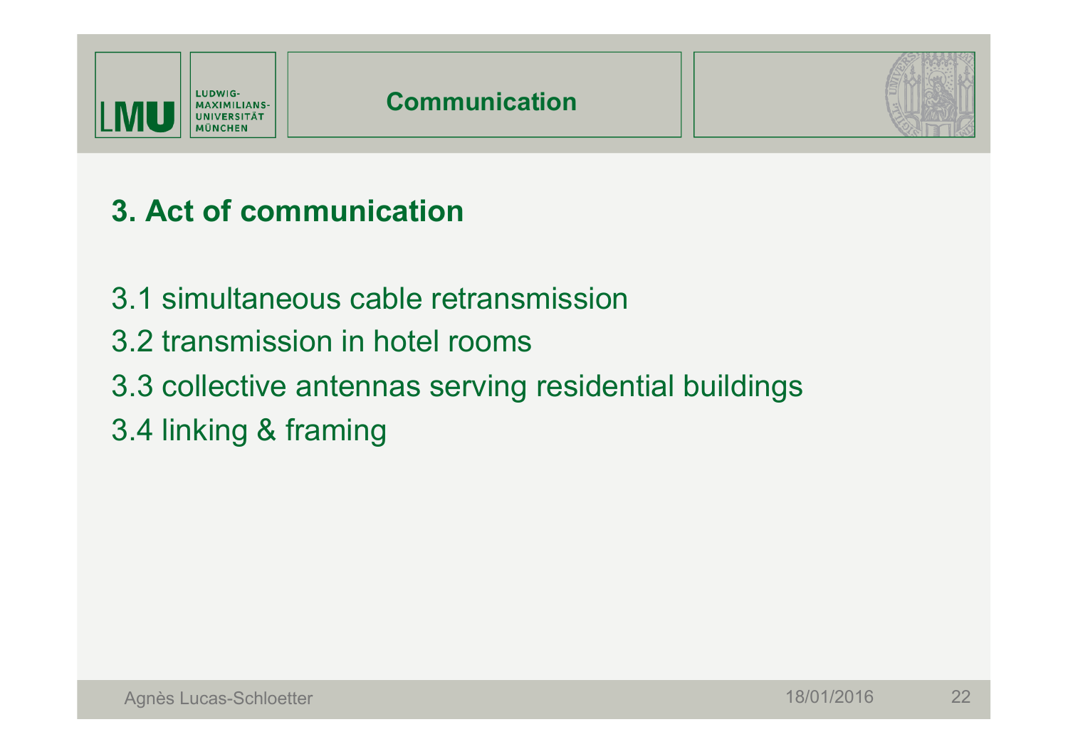## 3. Act of communication

3.1 simultaneous cable retransmission

3.2 transmission in hotel rooms

3.3 collective antennas serving residential buildings

3.4 linking & framing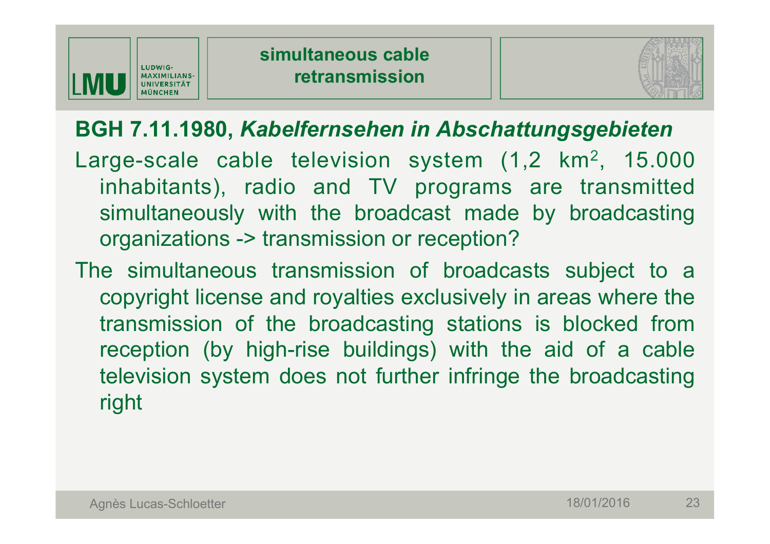# simultaneous cable retransmission

## BGH 7.11.1980, *Kabelfernsehen in Abschattungsgebieten*

Large-scale cable television system (1,2 km$^2$, 15.000 inhabitants), radio and TV programs are transmitted simultaneously with the broadcast made by broadcasting organizations -> transmission or reception?

The simultaneous transmission of broadcasts subject to a copyright license and royalties exclusively in areas where the transmission of the broadcasting stations is blocked from reception (by high-rise buildings) with the aid of a cable television system does not further infringe the broadcasting right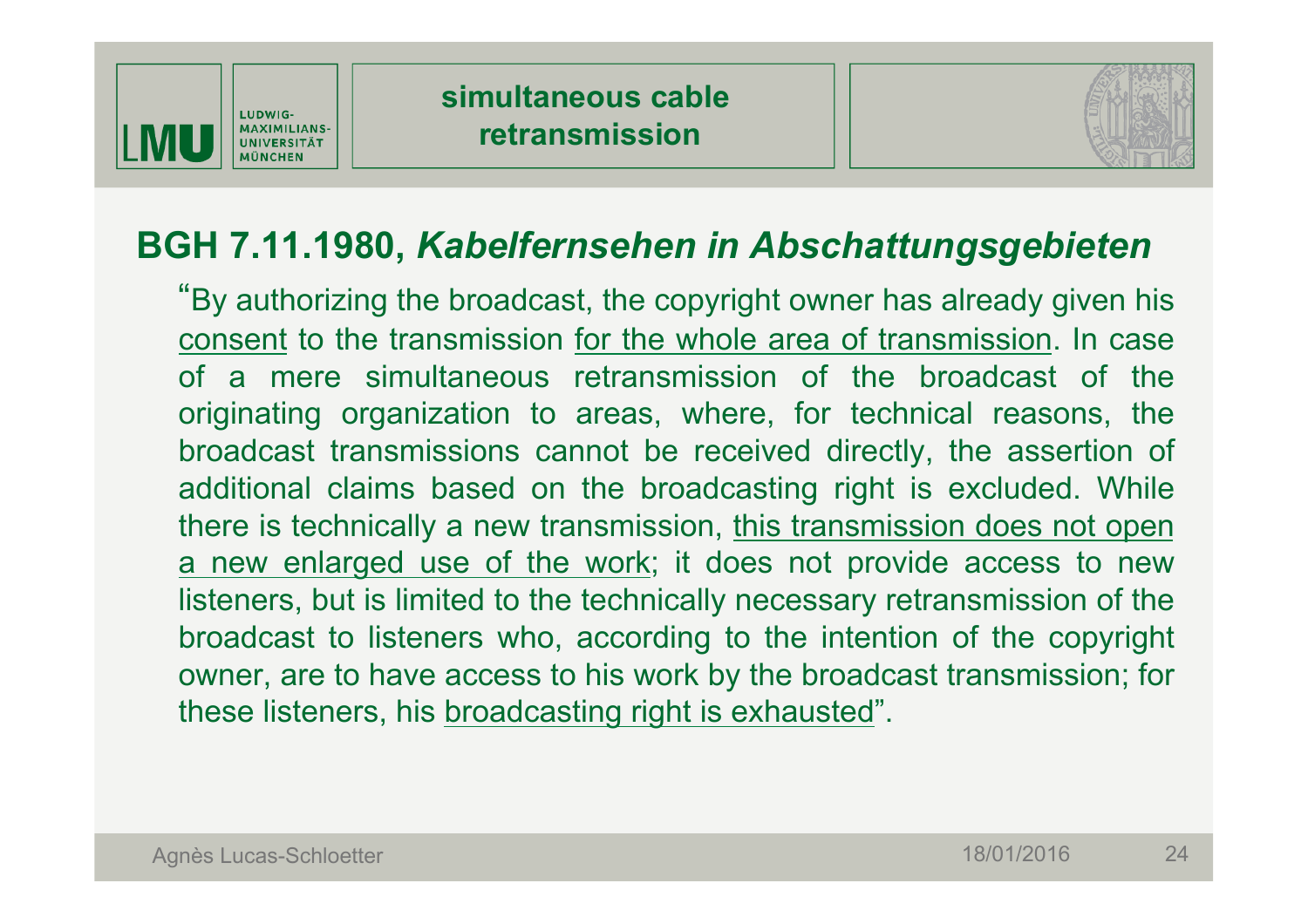# simultaneous cable retransmission

## BGH 7.11.1980, *Kabelfernsehen in Abschattungsgebieten*

"By authorizing the broadcast, the copyright owner has already given his consent to the transmission for the whole area of transmission. In case of a mere simultaneous retransmission of the broadcast of the originating organization to areas, where, for technical reasons, the broadcast transmissions cannot be received directly, the assertion of additional claims based on the broadcasting right is excluded. While there is technically a new transmission, this transmission does not open a new enlarged use of the work; it does not provide access to new listeners, but is limited to the technically necessary retransmission of the broadcast to listeners who, according to the intention of the copyright owner, are to have access to his work by the broadcast transmission; for these listeners, his broadcasting right is exhausted".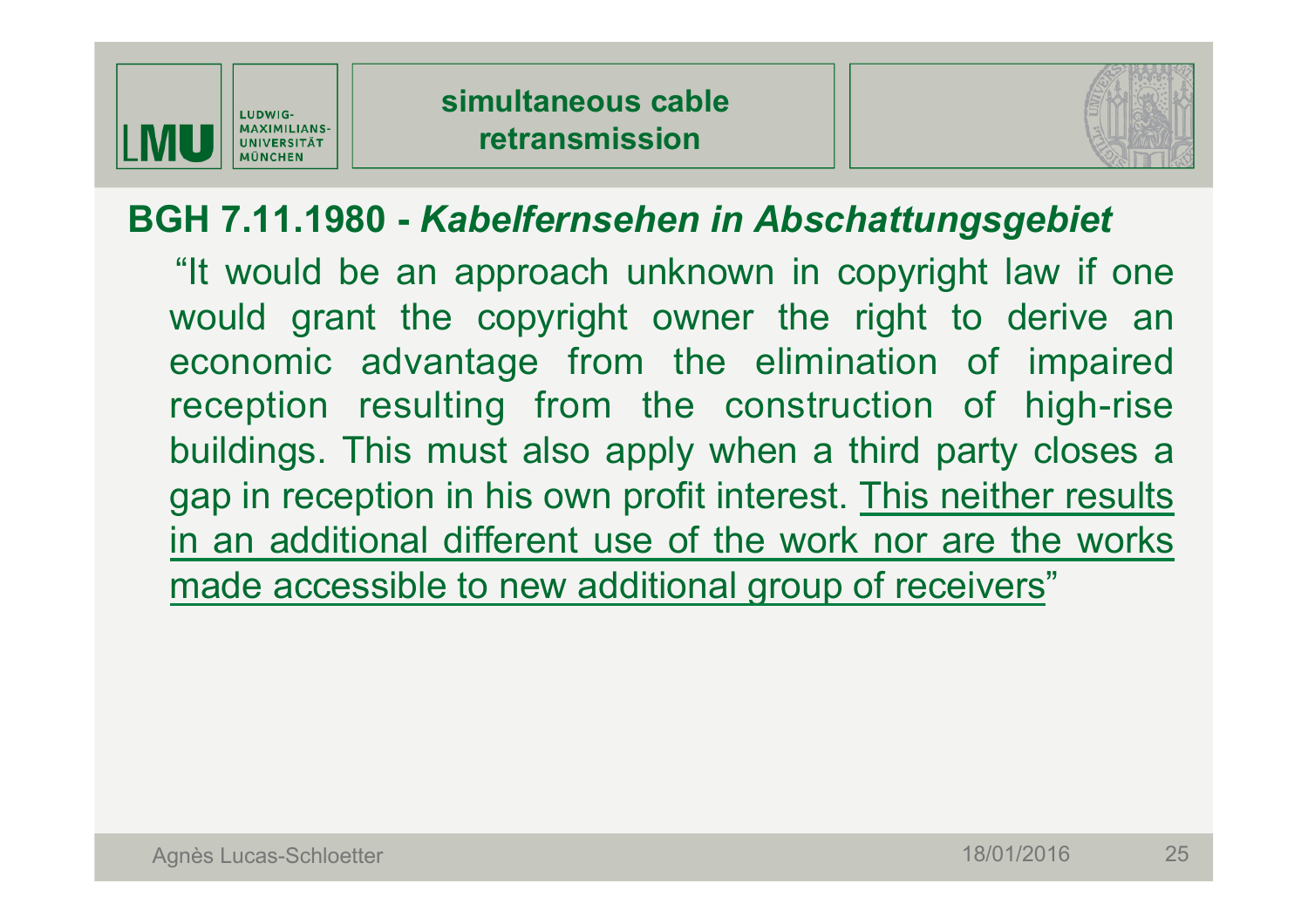# simultaneous cable retransmission

## BGH 7.11.1980 - *Kabelfernsehen in Abschattungsgebiet*

"It would be an approach unknown in copyright law if one would grant the copyright owner the right to derive an economic advantage from the elimination of impaired reception resulting from the construction of high-rise buildings. This must also apply when a third party closes a gap in reception in his own profit interest. <u>This neither results in an additional different use of the work nor are the works made accessible to new additional group of receivers</u>"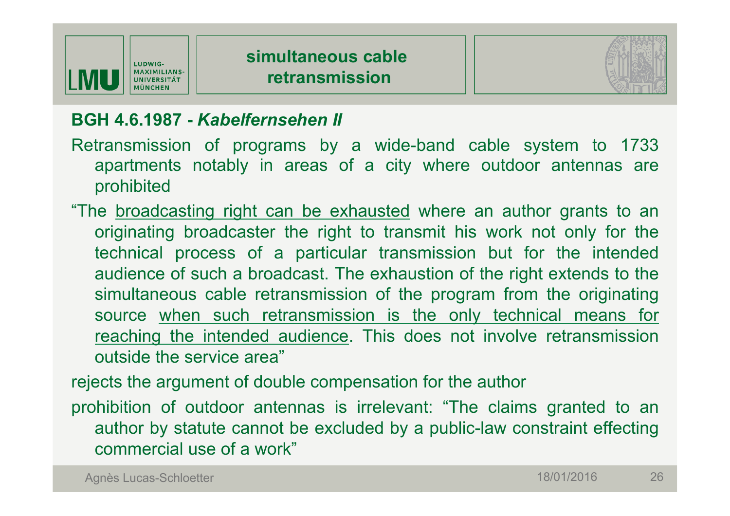## simultaneous cable retransmission

**BGH 4.6.1987 - *Kabelfernsehen II***

Retransmission of programs by a wide-band cable system to 1733 apartments notably in areas of a city where outdoor antennas are prohibited

"The <u>broadcasting right can be exhausted</u> where an author grants to an originating broadcaster the right to transmit his work not only for the technical process of a particular transmission but for the intended audience of such a broadcast. The exhaustion of the right extends to the simultaneous cable retransmission of the program from the originating source <u>when such retransmission is the only technical means for reaching the intended audience</u>. This does not involve retransmission outside the service area"

rejects the argument of double compensation for the author

prohibition of outdoor antennas is irrelevant: "The claims granted to an author by statute cannot be excluded by a public-law constraint effecting commercial use of a work"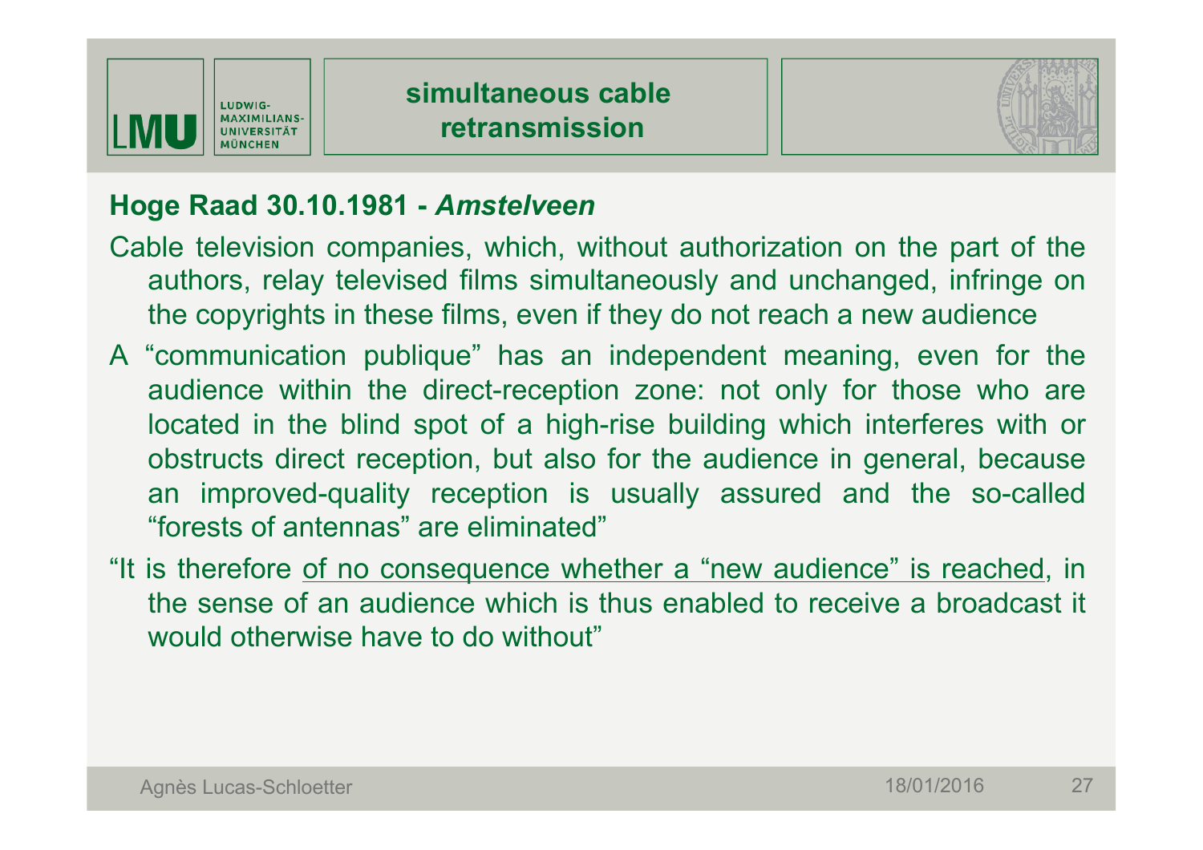# simultaneous cable retransmission

**Hoge Raad 30.10.1981 - *Amstelveen***

Cable television companies, which, without authorization on the part of the authors, relay televised films simultaneously and unchanged, infringe on the copyrights in these films, even if they do not reach a new audience

A "communication publique" has an independent meaning, even for the audience within the direct-reception zone: not only for those who are located in the blind spot of a high-rise building which interferes with or obstructs direct reception, but also for the audience in general, because an improved-quality reception is usually assured and the so-called "forests of antennas" are eliminated"

"It is therefore <u>of no consequence whether a "new audience" is reached</u>, in the sense of an audience which is thus enabled to receive a broadcast it would otherwise have to do without"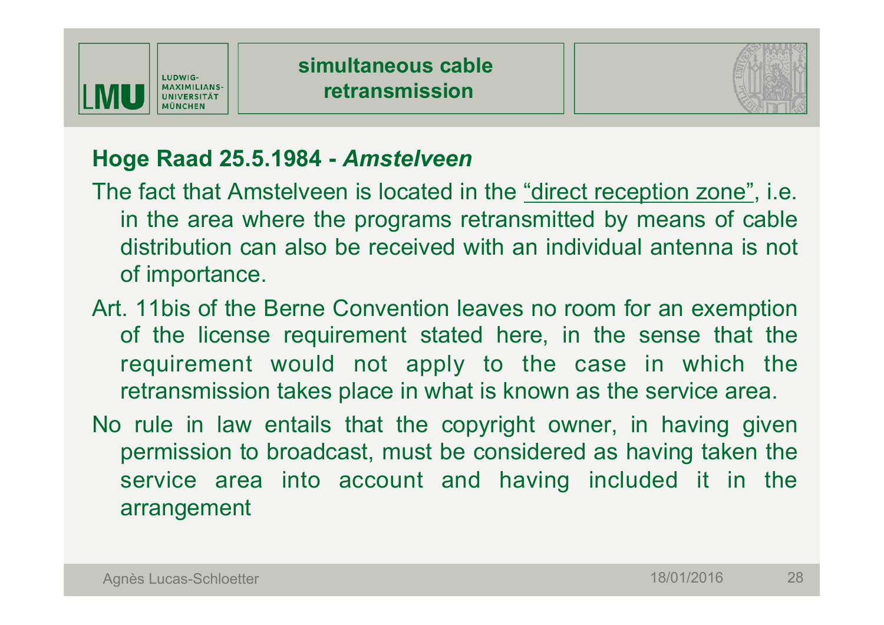# simultaneous cable retransmission

**Hoge Raad 25.5.1984 - *Amstelveen***

The fact that Amstelveen is located in the "direct reception zone", i.e. in the area where the programs retransmitted by means of cable distribution can also be received with an individual antenna is not of importance.

Art. 11bis of the Berne Convention leaves no room for an exemption of the license requirement stated here, in the sense that the requirement would not apply to the case in which the retransmission takes place in what is known as the service area.

No rule in law entails that the copyright owner, in having given permission to broadcast, must be considered as having taken the service area into account and having included it in the arrangement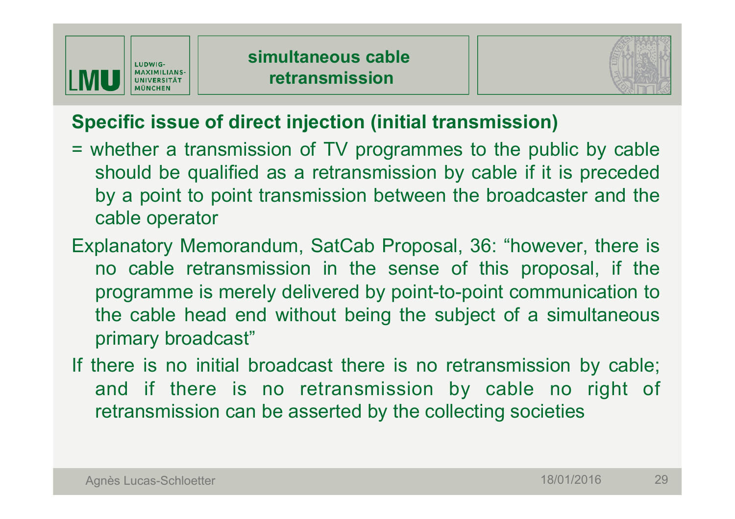## simultaneous cable retransmission

### Specific issue of direct injection (initial transmission)

= whether a transmission of TV programmes to the public by cable should be qualified as a retransmission by cable if it is preceded by a point to point transmission between the broadcaster and the cable operator

Explanatory Memorandum, SatCab Proposal, 36: “however, there is no cable retransmission in the sense of this proposal, if the programme is merely delivered by point-to-point communication to the cable head end without being the subject of a simultaneous primary broadcast”

If there is no initial broadcast there is no retransmission by cable; and if there is no retransmission by cable no right of retransmission can be asserted by the collecting societies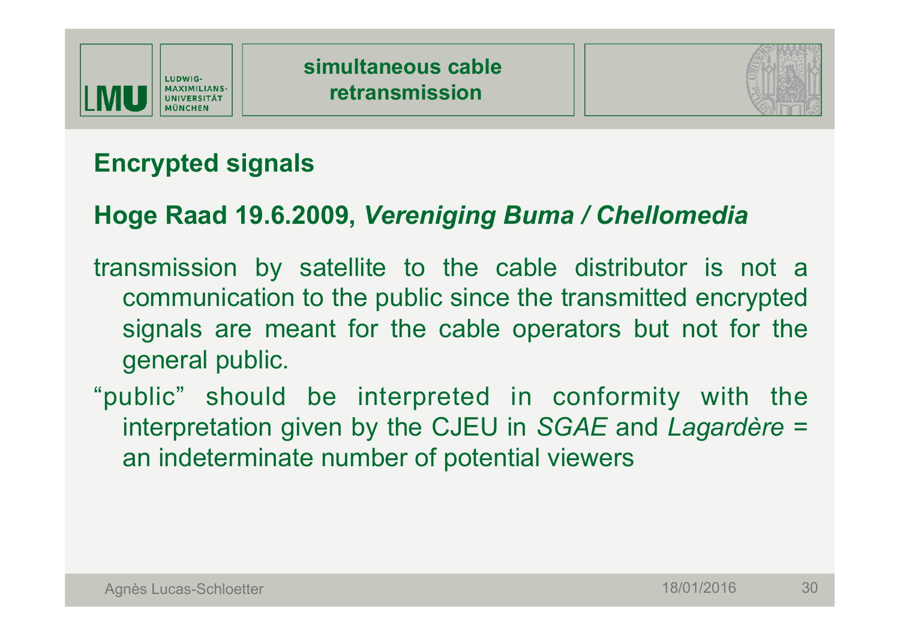## simultaneous cable retransmission

### Encrypted signals

### Hoge Raad 19.6.2009, *Vereniging Buma / Chellomedia*

transmission by satellite to the cable distributor is not a communication to the public since the transmitted encrypted signals are meant for the cable operators but not for the general public.

"public" should be interpreted in conformity with the interpretation given by the CJEU in *SGAE* and *Lagardère* = an indeterminate number of potential viewers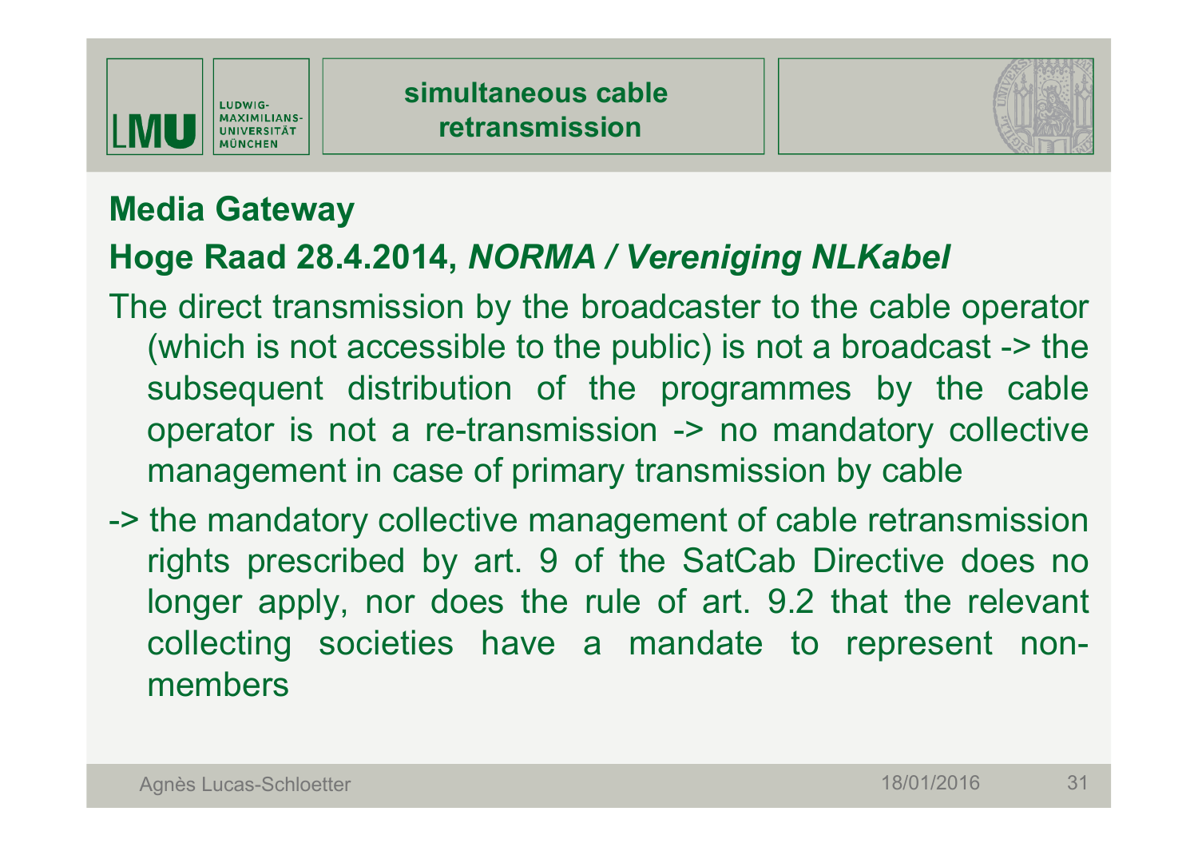## simultaneous cable retransmission

### Media Gateway

### Hoge Raad 28.4.2014, *NORMA / Vereniging NLKabel*

The direct transmission by the broadcaster to the cable operator (which is not accessible to the public) is not a broadcast -> the subsequent distribution of the programmes by the cable operator is not a re-transmission -> no mandatory collective management in case of primary transmission by cable

-> the mandatory collective management of cable retransmission rights prescribed by art. 9 of the SatCab Directive does no longer apply, nor does the rule of art. 9.2 that the relevant collecting societies have a mandate to represent non-members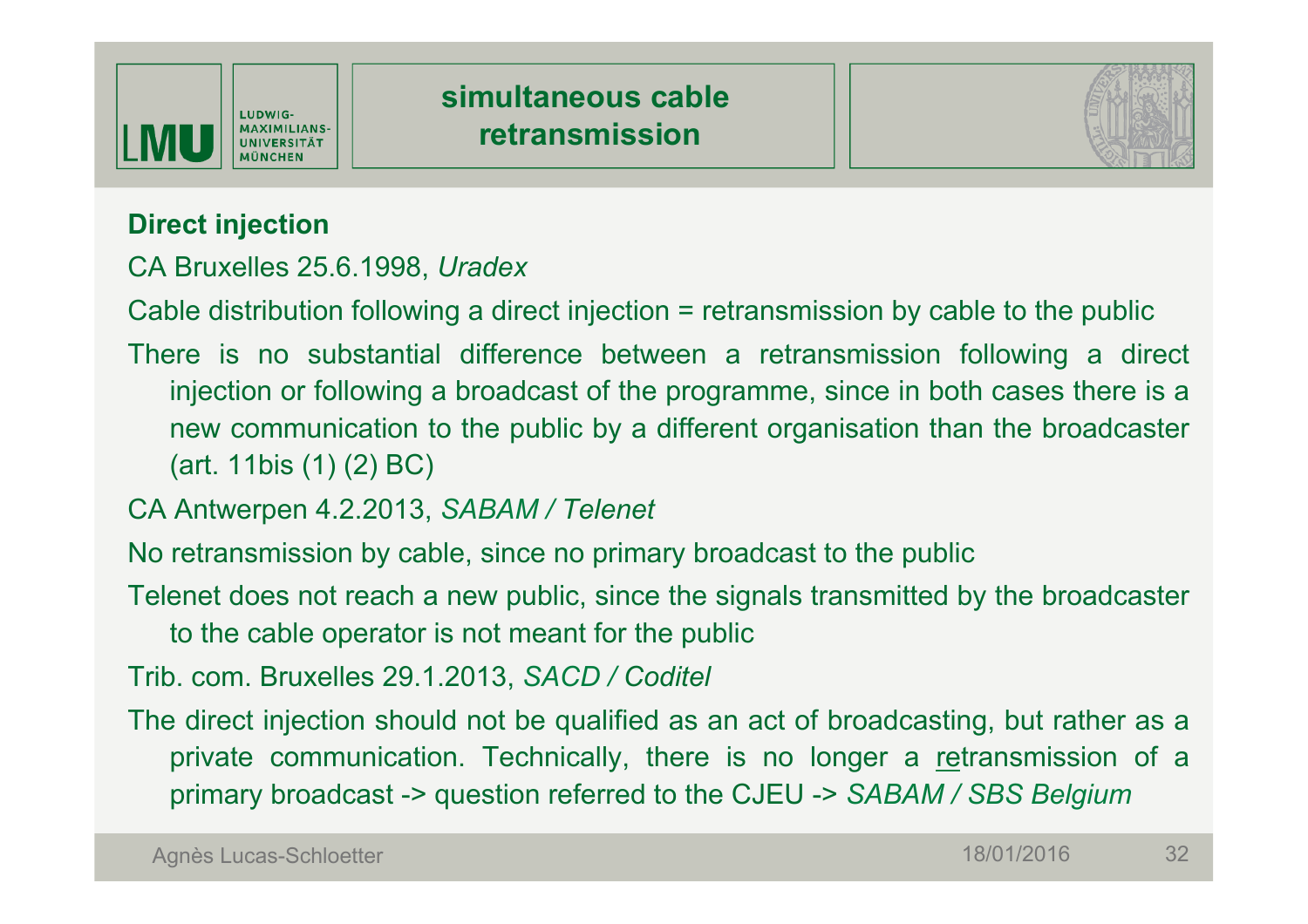# simultaneous cable retransmission

**Direct injection**

CA Bruxelles 25.6.1998, *Uradex*

Cable distribution following a direct injection = retransmission by cable to the public

There is no substantial difference between a retransmission following a direct injection or following a broadcast of the programme, since in both cases there is a new communication to the public by a different organisation than the broadcaster (art. 11bis (1) (2) BC)

CA Antwerpen 4.2.2013, *SABAM / Telenet*

No retransmission by cable, since no primary broadcast to the public

Telenet does not reach a new public, since the signals transmitted by the broadcaster to the cable operator is not meant for the public

Trib. com. Bruxelles 29.1.2013, *SACD / Coditel*

The direct injection should not be qualified as an act of broadcasting, but rather as a private communication. Technically, there is no longer a <u>re</u>transmission of a primary broadcast -> question referred to the CJEU -> *SABAM / SBS Belgium*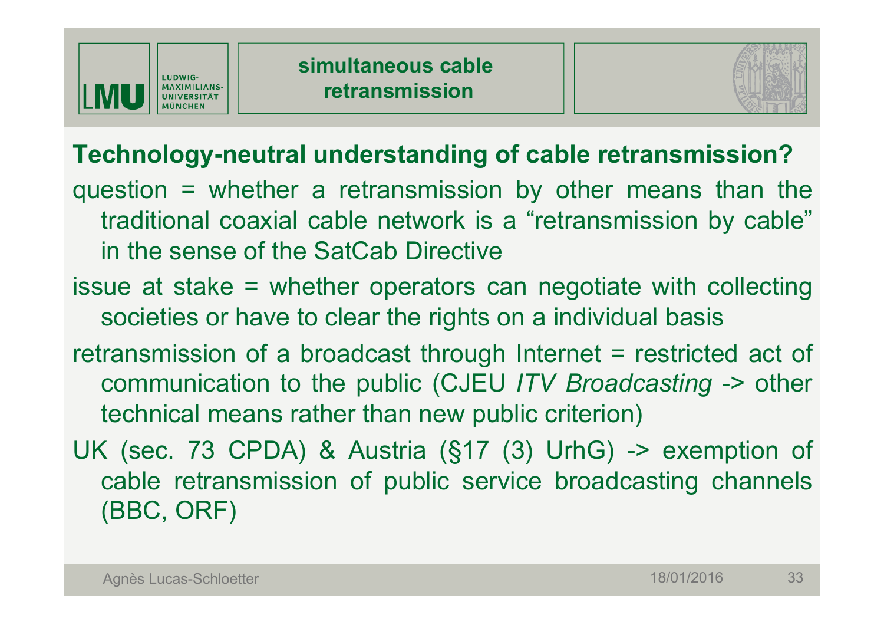## simultaneous cable retransmission

**Technology-neutral understanding of cable retransmission?**

question = whether a retransmission by other means than the traditional coaxial cable network is a "retransmission by cable" in the sense of the SatCab Directive

issue at stake = whether operators can negotiate with collecting societies or have to clear the rights on a individual basis

retransmission of a broadcast through Internet = restricted act of communication to the public (CJEU *ITV Broadcasting* -> other technical means rather than new public criterion)

UK (sec. 73 CPDA) & Austria (§17 (3) UrhG) -> exemption of cable retransmission of public service broadcasting channels (BBC, ORF)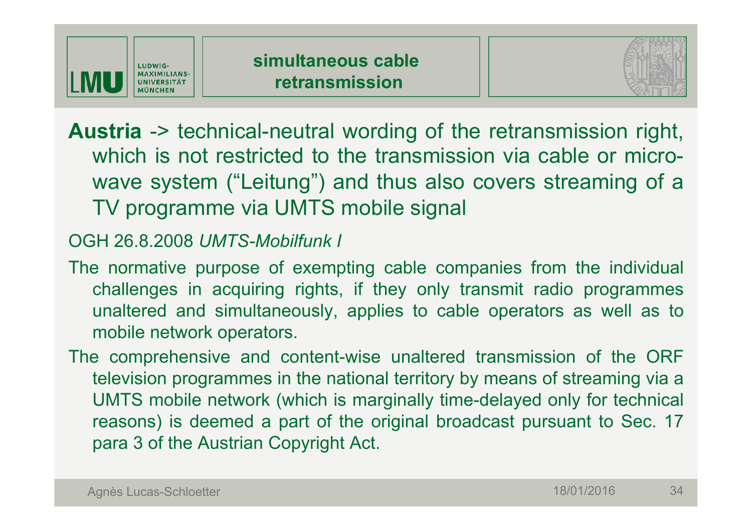# simultaneous cable retransmission

**Austria** -> technical-neutral wording of the retransmission right, which is not restricted to the transmission via cable or micro-wave system ("Leitung") and thus also covers streaming of a TV programme via UMTS mobile signal

OGH 26.8.2008 *UMTS-Mobilfunk I*

The normative purpose of exempting cable companies from the individual challenges in acquiring rights, if they only transmit radio programmes unaltered and simultaneously, applies to cable operators as well as to mobile network operators.

The comprehensive and content-wise unaltered transmission of the ORF television programmes in the national territory by means of streaming via a UMTS mobile network (which is marginally time-delayed only for technical reasons) is deemed a part of the original broadcast pursuant to Sec. 17 para 3 of the Austrian Copyright Act.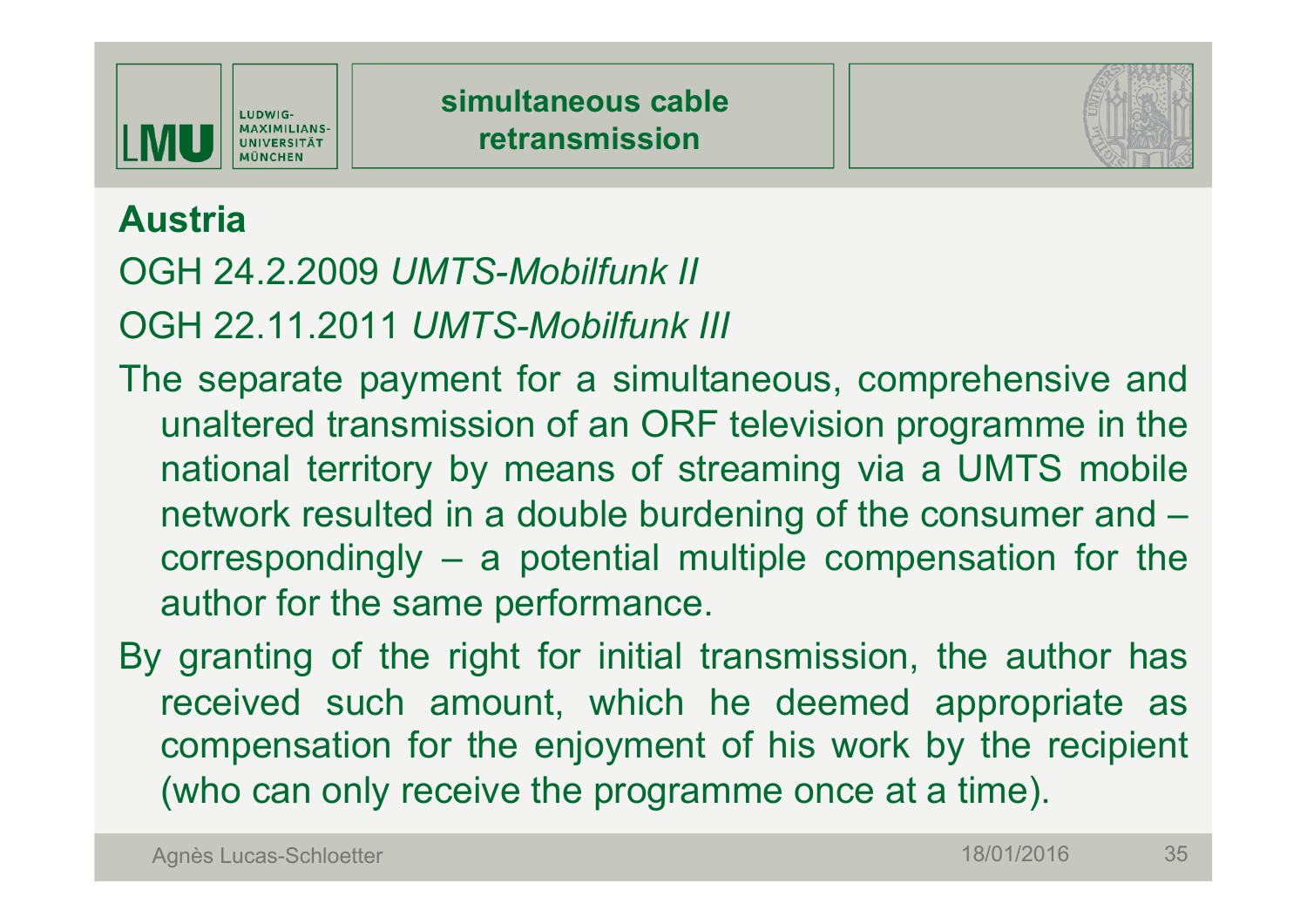# simultaneous cable retransmission

## Austria

OGH 24.2.2009 *UMTS-Mobilfunk II*

OGH 22.11.2011 *UMTS-Mobilfunk III*

The separate payment for a simultaneous, comprehensive and unaltered transmission of an ORF television programme in the national territory by means of streaming via a UMTS mobile network resulted in a double burdening of the consumer and – correspondingly – a potential multiple compensation for the author for the same performance.

By granting of the right for initial transmission, the author has received such amount, which he deemed appropriate as compensation for the enjoyment of his work by the recipient (who can only receive the programme once at a time).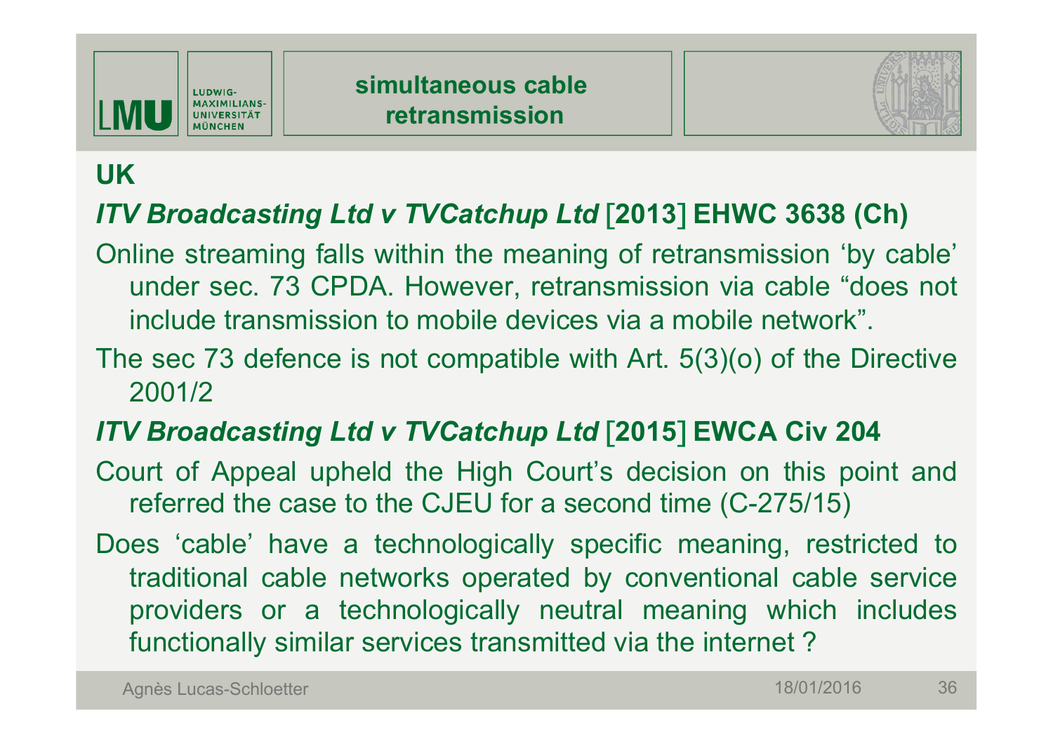## simultaneous cable retransmission

### UK

### *ITV Broadcasting Ltd v TVCatchup Ltd* [2013] EHWC 3638 (Ch)

Online streaming falls within the meaning of retransmission 'by cable' under sec. 73 CPDA. However, retransmission via cable "does not include transmission to mobile devices via a mobile network".

The sec 73 defence is not compatible with Art. 5(3)(o) of the Directive 2001/2

### *ITV Broadcasting Ltd v TVCatchup Ltd* [2015] EWCA Civ 204

Court of Appeal upheld the High Court's decision on this point and referred the case to the CJEU for a second time (C-275/15)

Does 'cable' have a technologically specific meaning, restricted to traditional cable networks operated by conventional cable service providers or a technologically neutral meaning which includes functionally similar services transmitted via the internet ?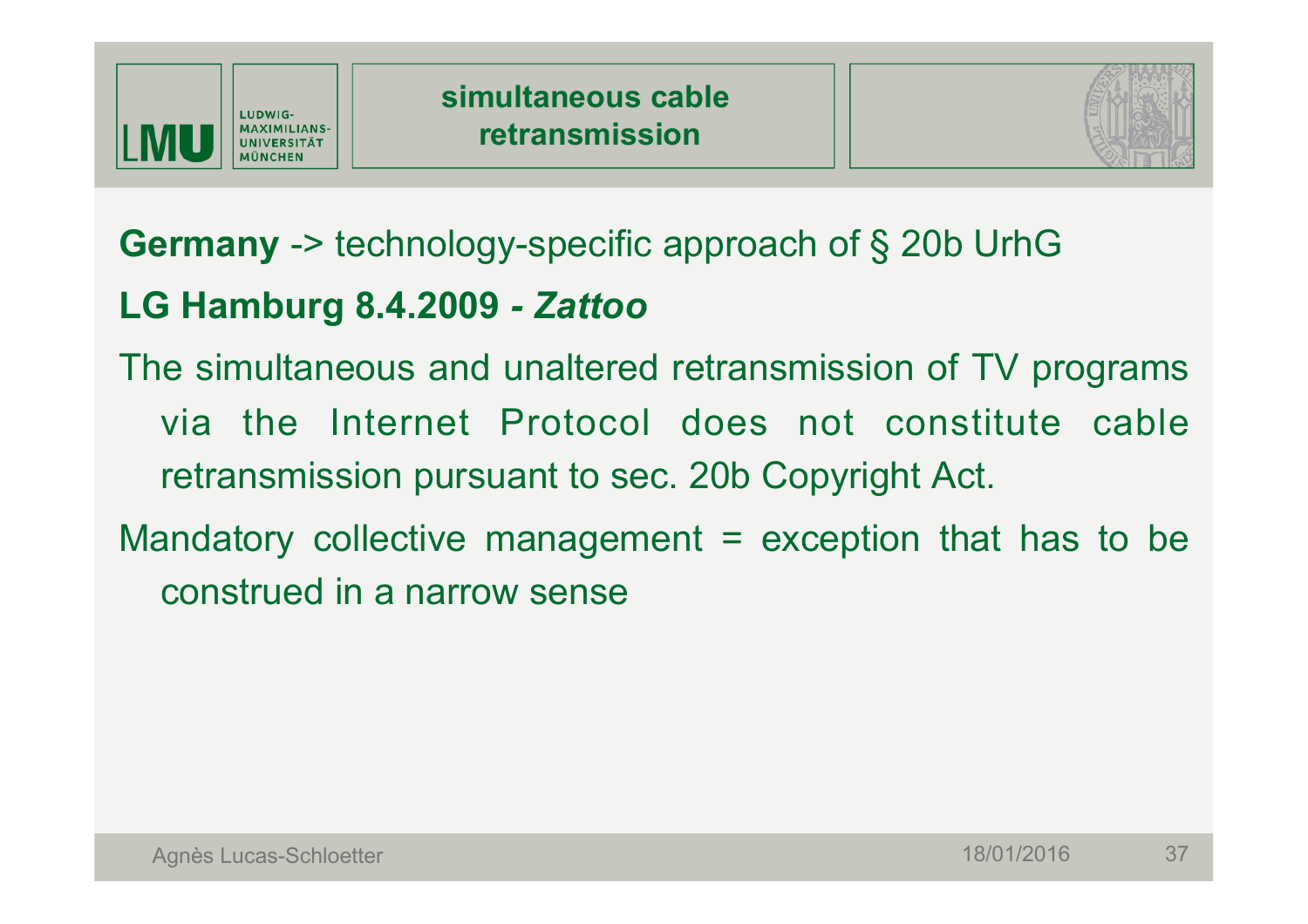## simultaneous cable retransmission

**Germany** -> technology-specific approach of § 20b UrhG

**LG Hamburg 8.4.2009 - *Zattoo***

The simultaneous and unaltered retransmission of TV programs via the Internet Protocol does not constitute cable retransmission pursuant to sec. 20b Copyright Act.

Mandatory collective management = exception that has to be construed in a narrow sense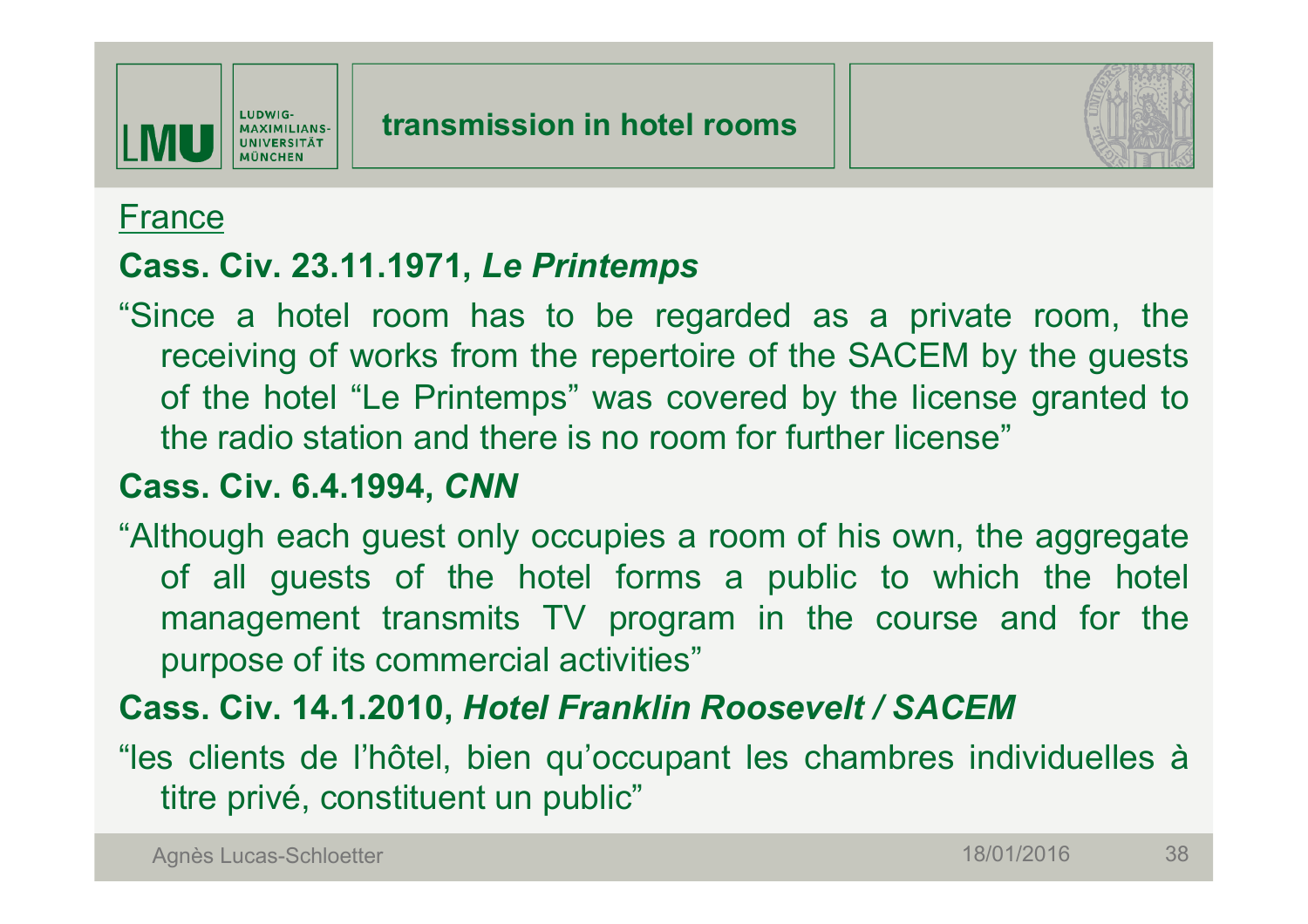# transmission in hotel rooms

France

**Cass. Civ. 23.11.1971, *Le Printemps***

"Since a hotel room has to be regarded as a private room, the receiving of works from the repertoire of the SACEM by the guests of the hotel "Le Printemps" was covered by the license granted to the radio station and there is no room for further license"

**Cass. Civ. 6.4.1994, *CNN***

"Although each guest only occupies a room of his own, the aggregate of all guests of the hotel forms a public to which the hotel management transmits TV program in the course and for the purpose of its commercial activities"

**Cass. Civ. 14.1.2010, *Hotel Franklin Roosevelt / SACEM***

"les clients de l'hôtel, bien qu'occupant les chambres individuelles à titre privé, constituent un public"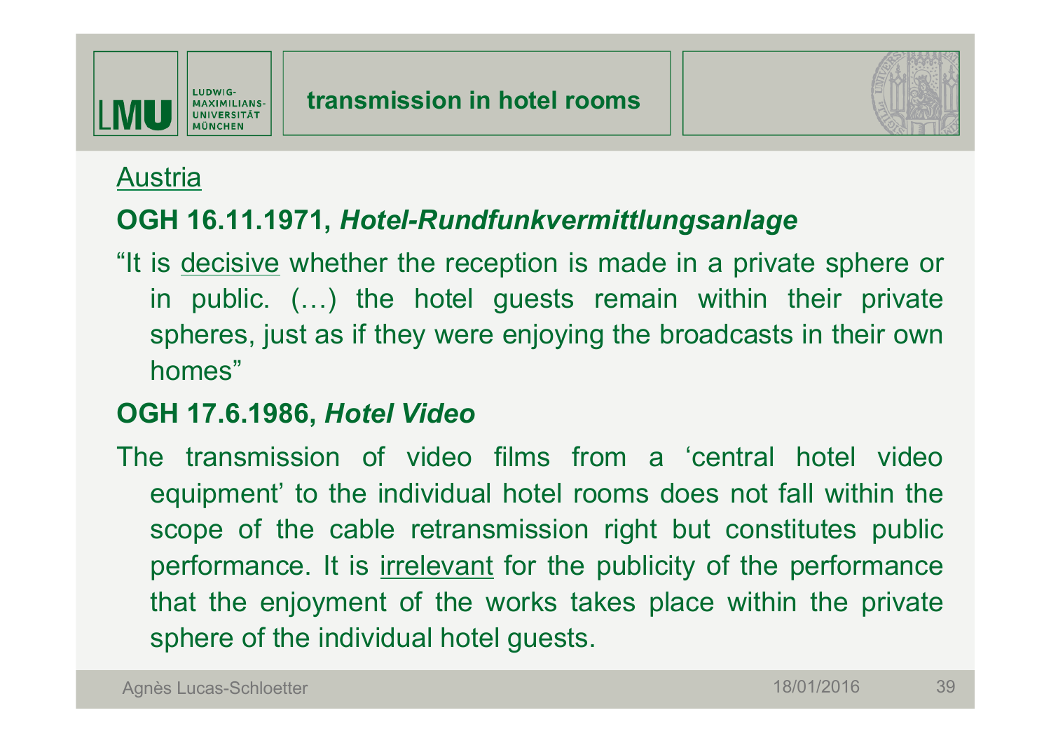# transmission in hotel rooms

Austria

**OGH 16.11.1971, *Hotel-Rundfunkvermittlungsanlage***

"It is decisive whether the reception is made in a private sphere or in public. (…) the hotel guests remain within their private spheres, just as if they were enjoying the broadcasts in their own homes"

**OGH 17.6.1986, *Hotel Video***

The transmission of video films from a 'central hotel video equipment' to the individual hotel rooms does not fall within the scope of the cable retransmission right but constitutes public performance. It is irrelevant for the publicity of the performance that the enjoyment of the works takes place within the private sphere of the individual hotel guests.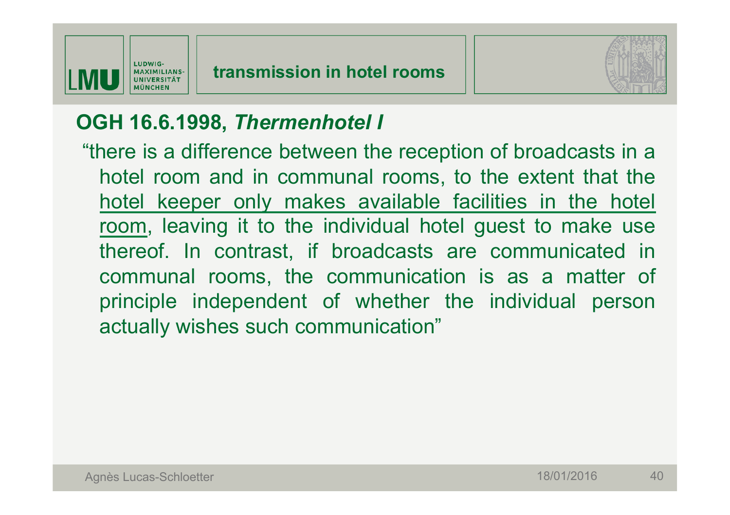# transmission in hotel rooms

## OGH 16.6.1998, *Thermenhotel I*

"there is a difference between the reception of broadcasts in a hotel room and in communal rooms, to the extent that the <u>hotel keeper only makes available facilities in the hotel room</u>, leaving it to the individual hotel guest to make use thereof. In contrast, if broadcasts are communicated in communal rooms, the communication is as a matter of principle independent of whether the individual person actually wishes such communication"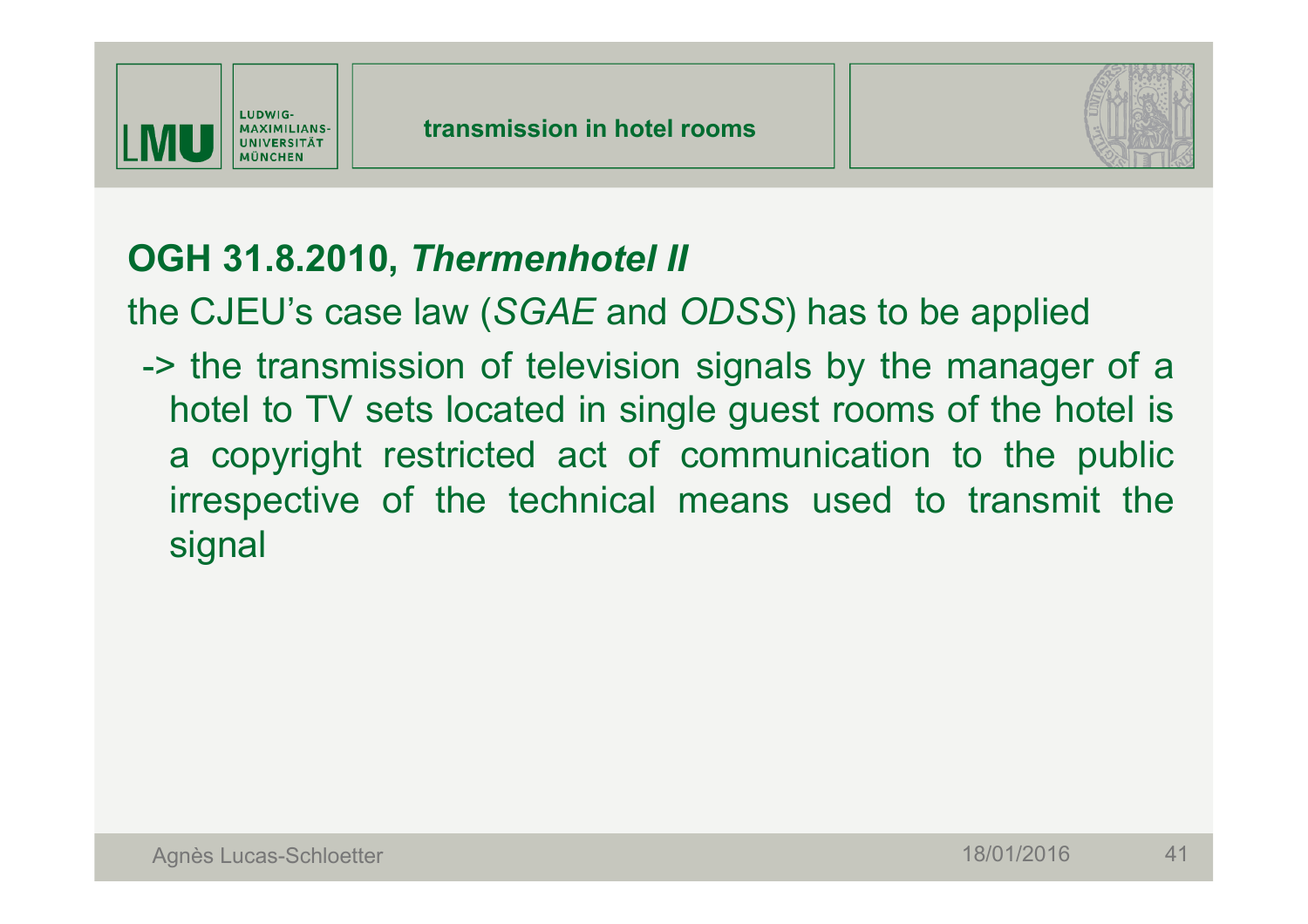## transmission in hotel rooms

**OGH 31.8.2010, *Thermenhotel II***

the CJEU's case law (*SGAE* and *ODSS*) has to be applied

-> the transmission of television signals by the manager of a hotel to TV sets located in single guest rooms of the hotel is a copyright restricted act of communication to the public irrespective of the technical means used to transmit the signal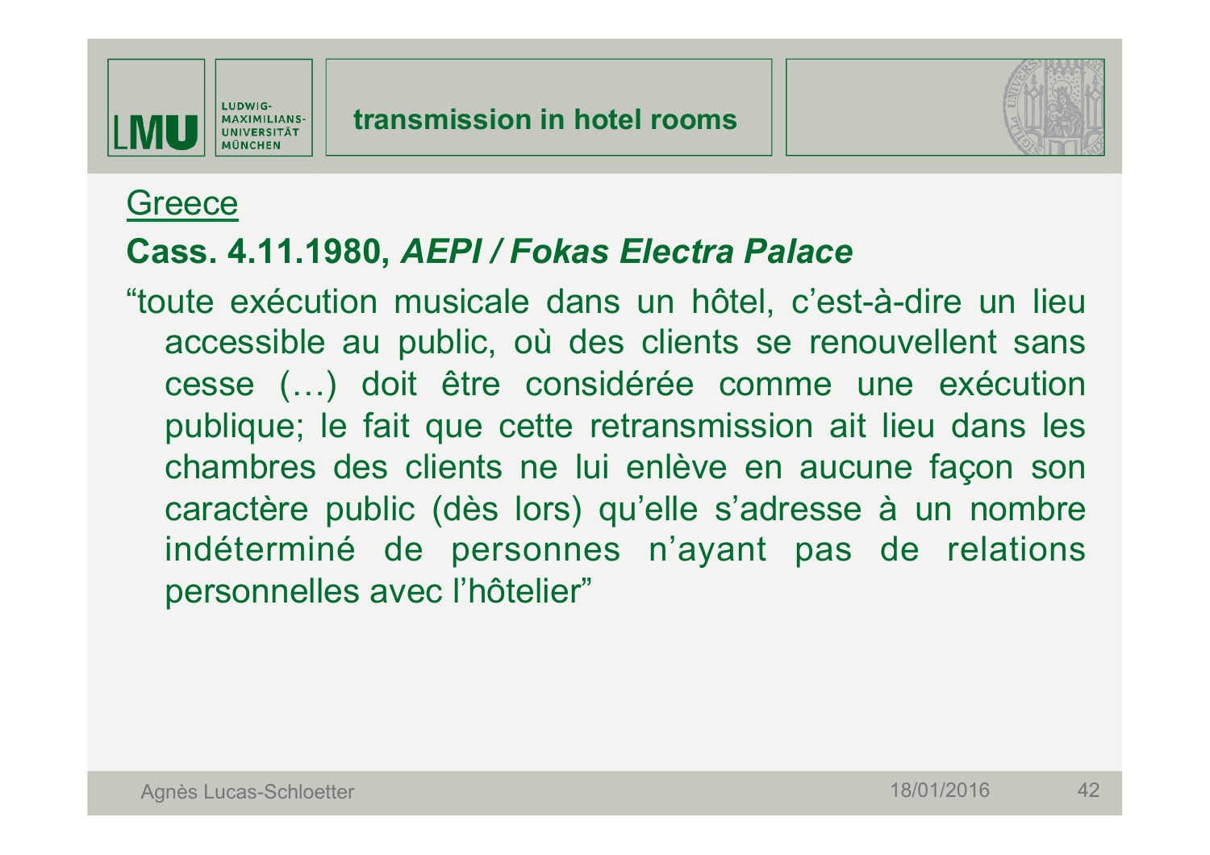## transmission in hotel rooms

Greece

**Cass. 4.11.1980, *AEPI / Fokas Electra Palace***

"toute exécution musicale dans un hôtel, c'est-à-dire un lieu accessible au public, où des clients se renouvellent sans cesse (…) doit être considérée comme une exécution publique; le fait que cette retransmission ait lieu dans les chambres des clients ne lui enlève en aucune façon son caractère public (dès lors) qu'elle s'adresse à un nombre indéterminé de personnes n'ayant pas de relations personnelles avec l'hôtelier"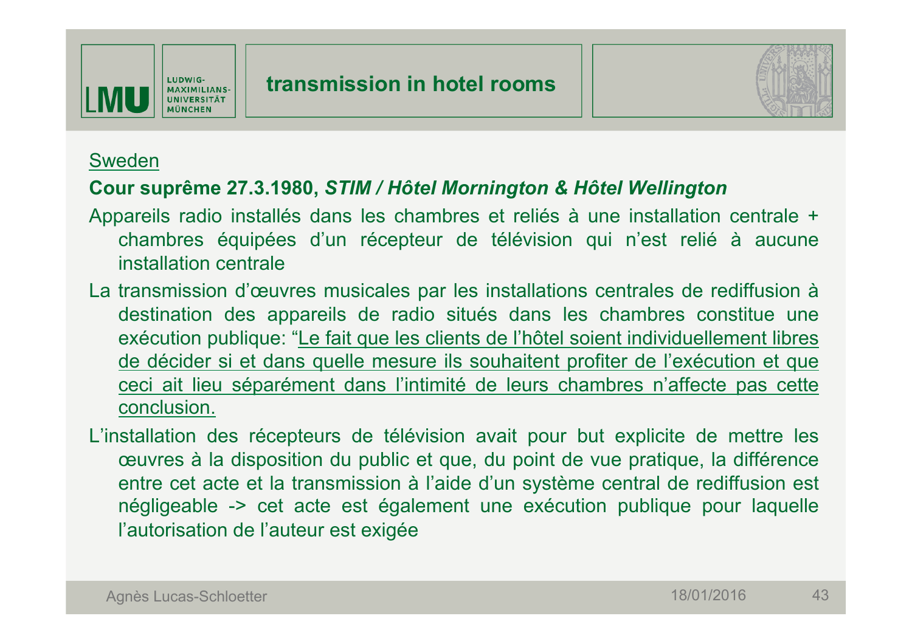# transmission in hotel rooms

Sweden

**Cour suprême 27.3.1980, *STIM / Hôtel Mornington & Hôtel Wellington***

Appareils radio installés dans les chambres et reliés à une installation centrale + chambres équipées d'un récepteur de télévision qui n'est relié à aucune installation centrale

La transmission d'œuvres musicales par les installations centrales de rediffusion à destination des appareils de radio situés dans les chambres constitue une exécution publique: "Le fait que les clients de l'hôtel soient individuellement libres de décider si et dans quelle mesure ils souhaitent profiter de l'exécution et que ceci ait lieu séparément dans l'intimité de leurs chambres n'affecte pas cette conclusion.

L'installation des récepteurs de télévision avait pour but explicite de mettre les œuvres à la disposition du public et que, du point de vue pratique, la différence entre cet acte et la transmission à l'aide d'un système central de rediffusion est négligeable -> cet acte est également une exécution publique pour laquelle l'autorisation de l'auteur est exigée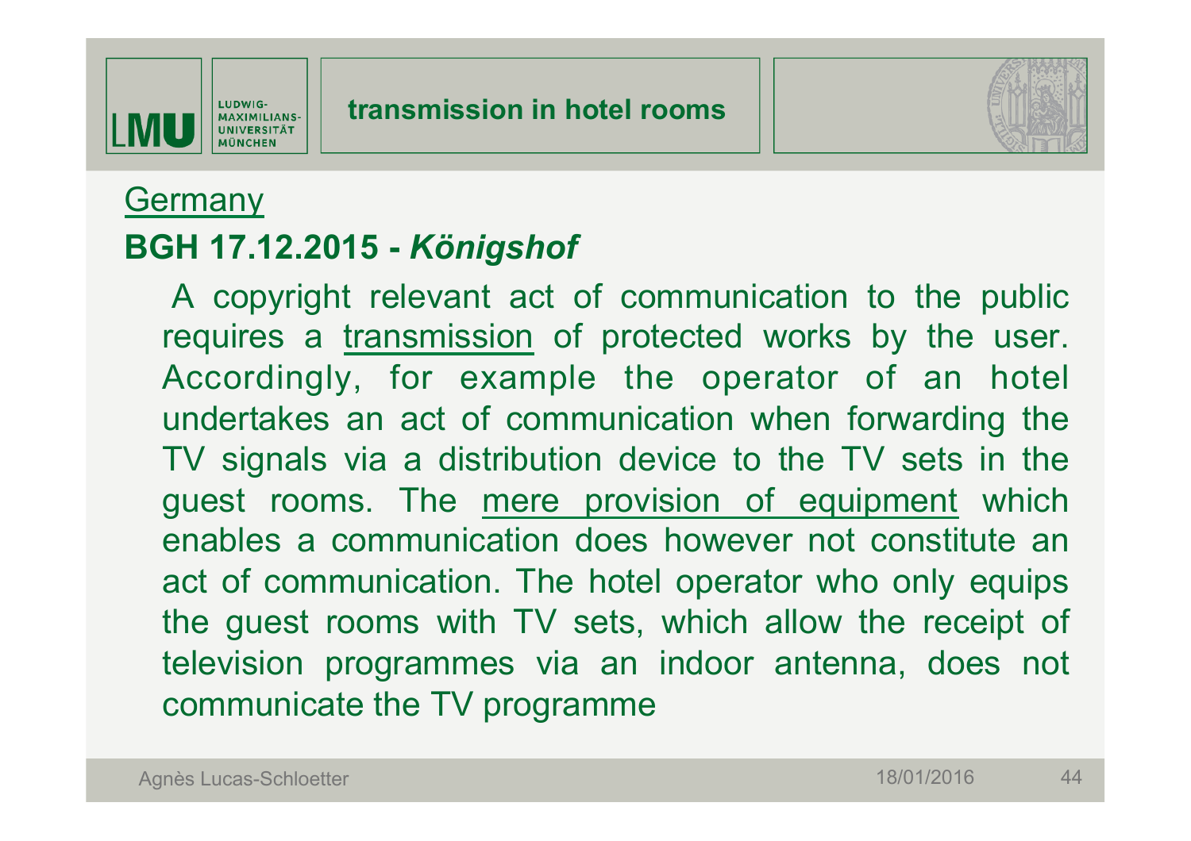# transmission in hotel rooms

Germany

**BGH 17.12.2015 - *Königshof***

A copyright relevant act of communication to the public requires a transmission of protected works by the user. Accordingly, for example the operator of an hotel undertakes an act of communication when forwarding the TV signals via a distribution device to the TV sets in the guest rooms. The mere provision of equipment which enables a communication does however not constitute an act of communication. The hotel operator who only equips the guest rooms with TV sets, which allow the receipt of television programmes via an indoor antenna, does not communicate the TV programme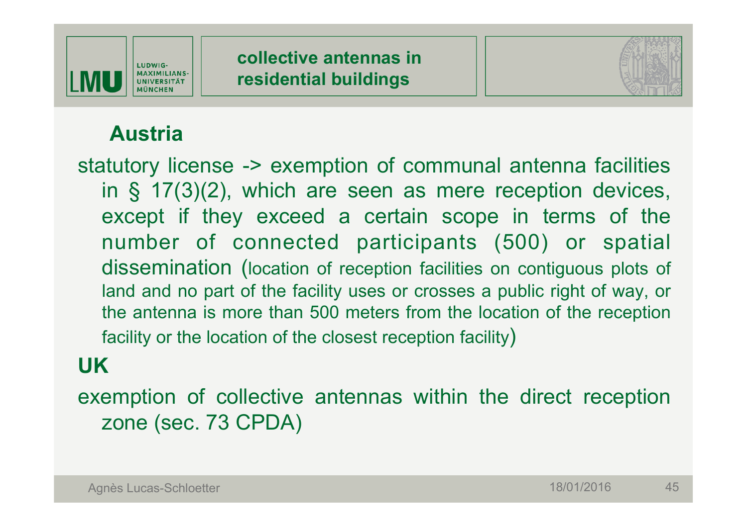# collective antennas in residential buildings

## Austria

statutory license -> exemption of communal antenna facilities in § 17(3)(2), which are seen as mere reception devices, except if they exceed a certain scope in terms of the number of connected participants (500) or spatial dissemination (location of reception facilities on contiguous plots of land and no part of the facility uses or crosses a public right of way, or the antenna is more than 500 meters from the location of the reception facility or the location of the closest reception facility)

## UK

exemption of collective antennas within the direct reception zone (sec. 73 CPDA)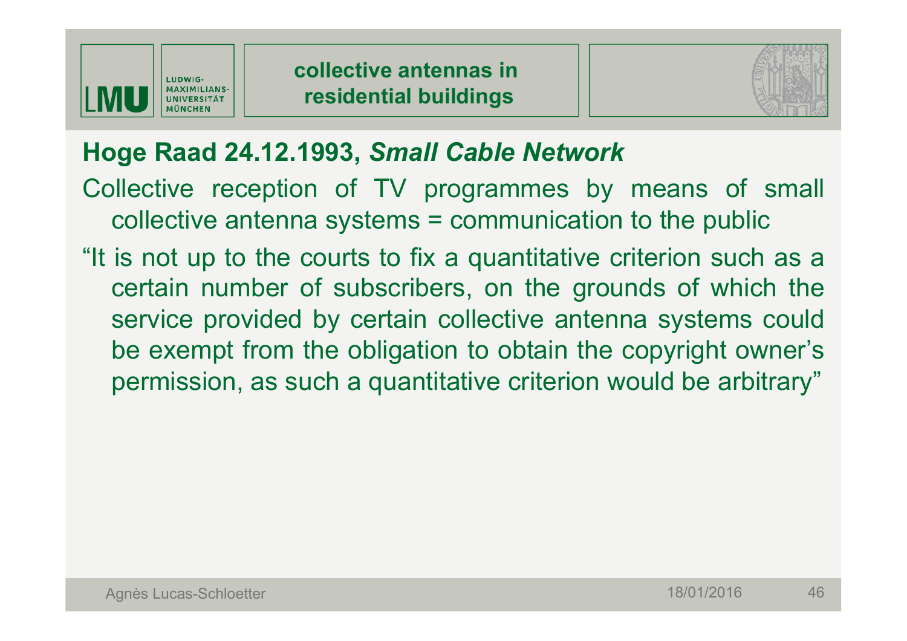## collective antennas in residential buildings

### Hoge Raad 24.12.1993, *Small Cable Network*

Collective reception of TV programmes by means of small collective antenna systems = communication to the public

"It is not up to the courts to fix a quantitative criterion such as a certain number of subscribers, on the grounds of which the service provided by certain collective antenna systems could be exempt from the obligation to obtain the copyright owner's permission, as such a quantitative criterion would be arbitrary"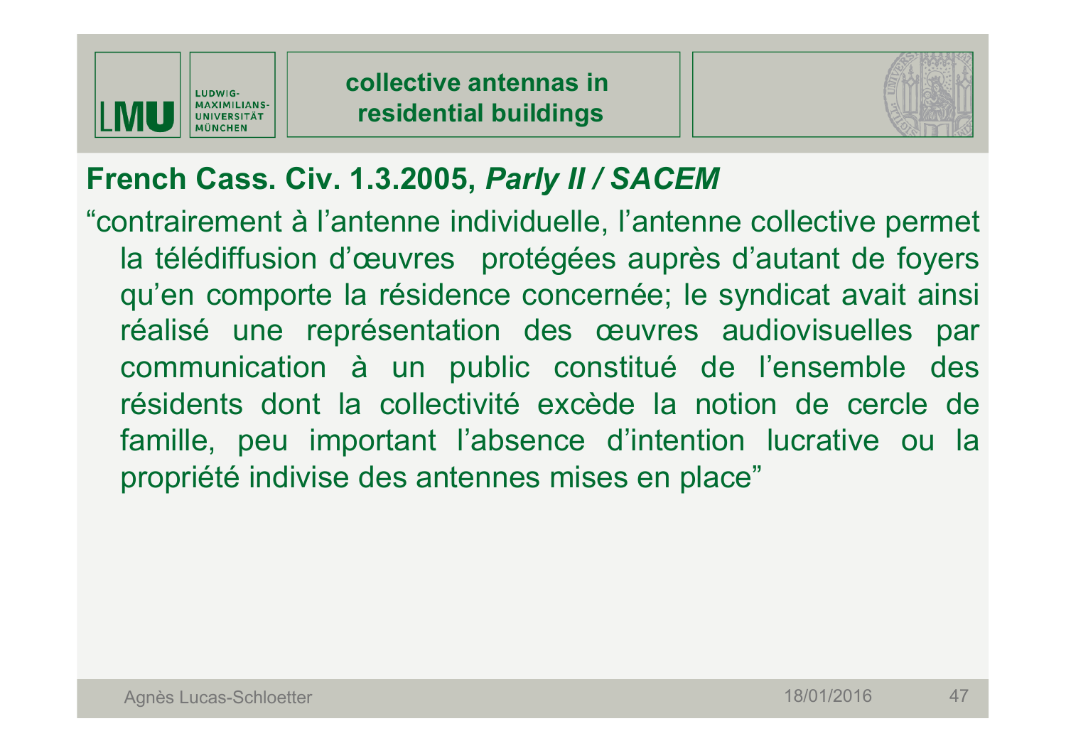# collective antennas in residential buildings

## French Cass. Civ. 1.3.2005, *Parly II / SACEM*

"contrairement à l'antenne individuelle, l'antenne collective permet la télédiffusion d'œuvres protégées auprès d'autant de foyers qu'en comporte la résidence concernée; le syndicat avait ainsi réalisé une représentation des œuvres audiovisuelles par communication à un public constitué de l'ensemble des résidents dont la collectivité excède la notion de cercle de famille, peu important l'absence d'intention lucrative ou la propriété indivise des antennes mises en place"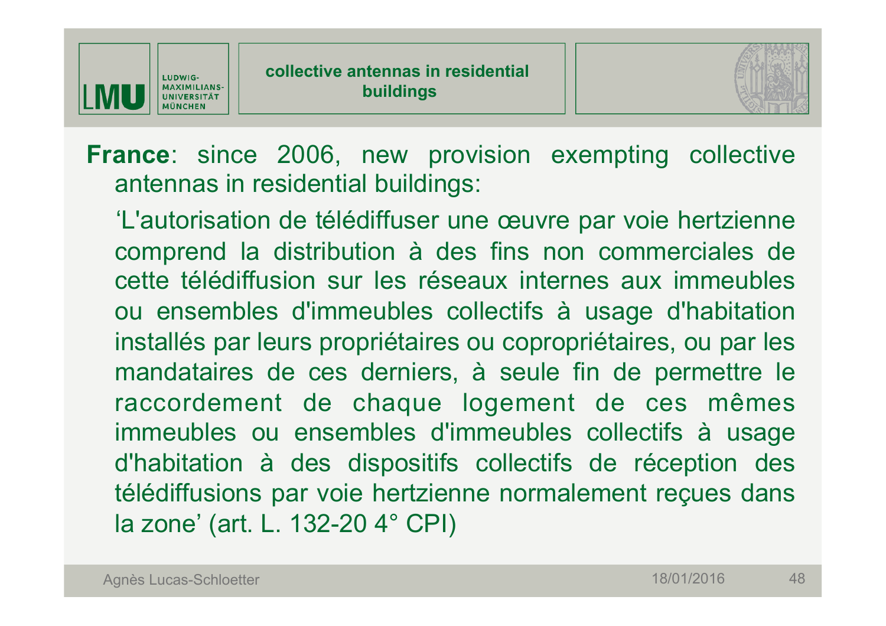## collective antennas in residential buildings

**France**: since 2006, new provision exempting collective antennas in residential buildings:

‘L'autorisation de télédiffuser une œuvre par voie hertzienne comprend la distribution à des fins non commerciales de cette télédiffusion sur les réseaux internes aux immeubles ou ensembles d'immeubles collectifs à usage d'habitation installés par leurs propriétaires ou copropriétaires, ou par les mandataires de ces derniers, à seule fin de permettre le raccordement de chaque logement de ces mêmes immeubles ou ensembles d'immeubles collectifs à usage d'habitation à des dispositifs collectifs de réception des télédiffusions par voie hertzienne normalement reçues dans la zone’ (art. L. 132-20 4° CPI)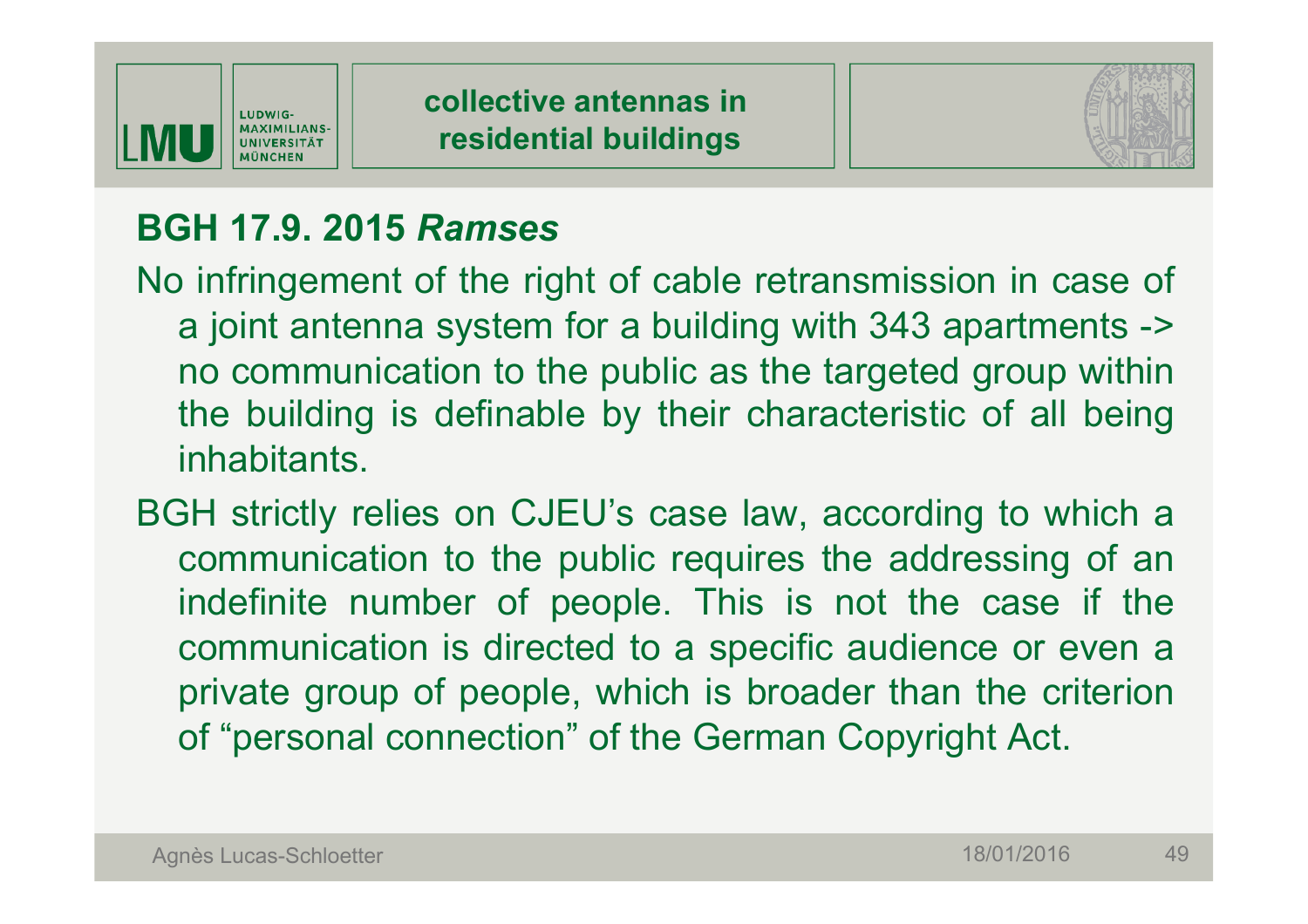## collective antennas in residential buildings

### BGH 17.9. 2015 *Ramses*

No infringement of the right of cable retransmission in case of a joint antenna system for a building with 343 apartments -> no communication to the public as the targeted group within the building is definable by their characteristic of all being inhabitants.

BGH strictly relies on CJEU's case law, according to which a communication to the public requires the addressing of an indefinite number of people. This is not the case if the communication is directed to a specific audience or even a private group of people, which is broader than the criterion of "personal connection" of the German Copyright Act.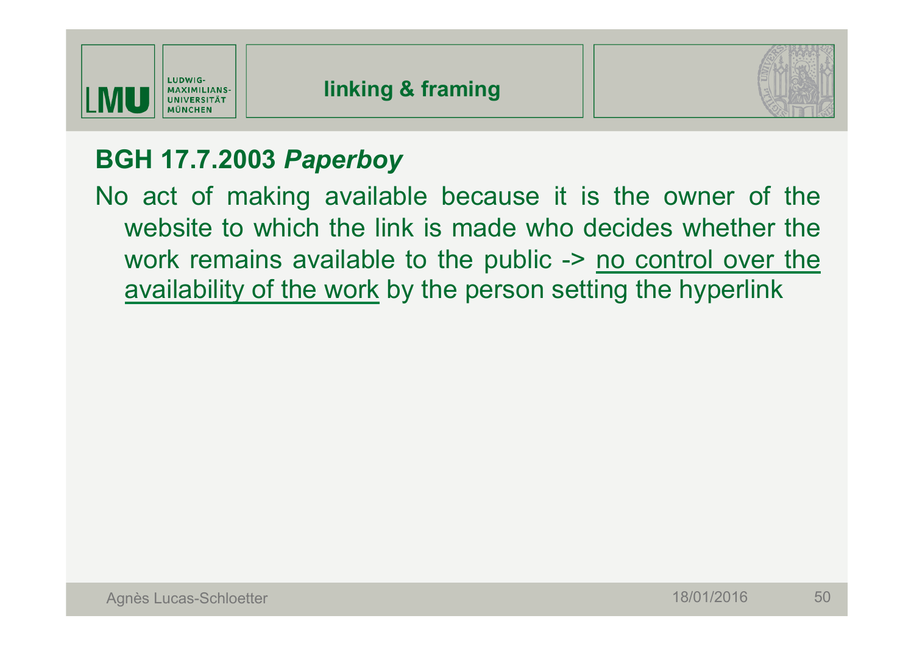## BGH 17.7.2003 *Paperboy*

No act of making available because it is the owner of the website to which the link is made who decides whether the work remains available to the public -> <u>no control over the availability of the work</u> by the person setting the hyperlink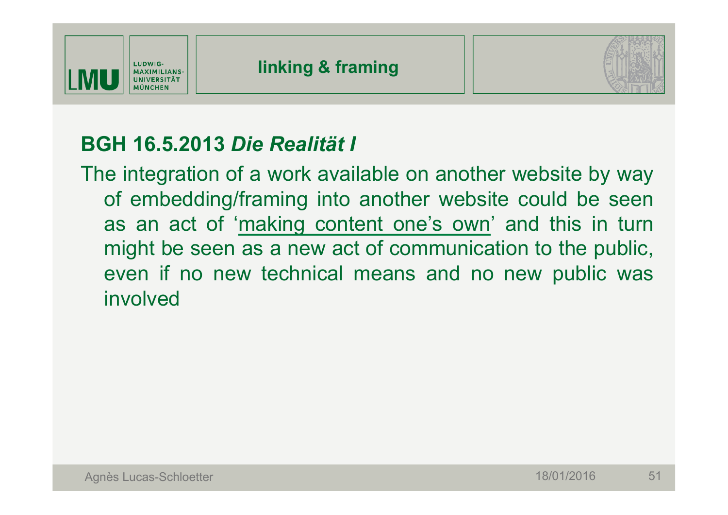# linking & framing

## BGH 16.5.2013 *Die Realität I*

The integration of a work available on another website by way of embedding/framing into another website could be seen as an act of '<u>making content one's own</u>' and this in turn might be seen as a new act of communication to the public, even if no new technical means and no new public was involved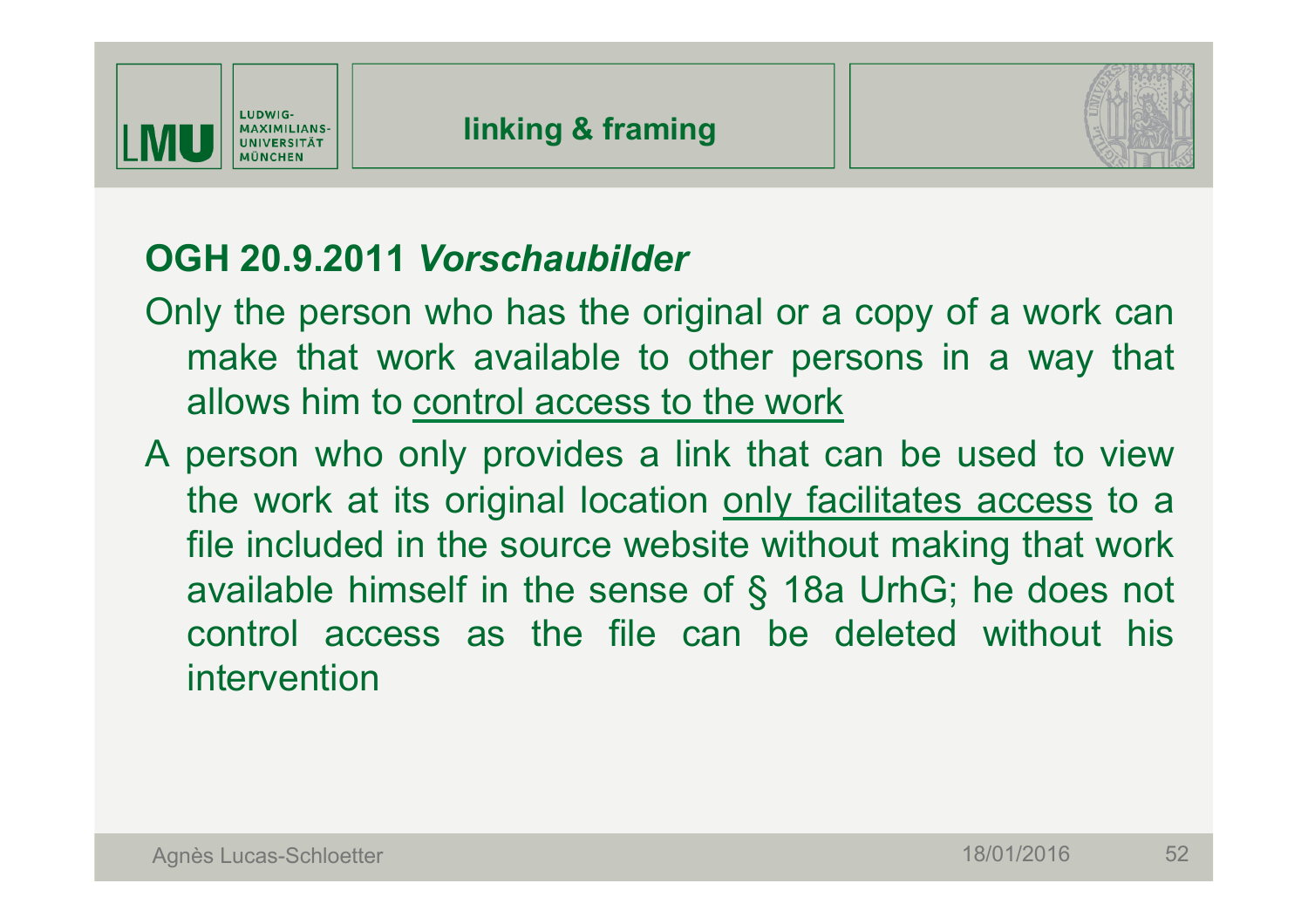## linking & framing

### OGH 20.9.2011 *Vorschaubilder*

Only the person who has the original or a copy of a work can make that work available to other persons in a way that allows him to <u>control access to the work</u>

A person who only provides a link that can be used to view the work at its original location <u>only facilitates access</u> to a file included in the source website without making that work available himself in the sense of § 18a UrhG; he does not control access as the file can be deleted without his intervention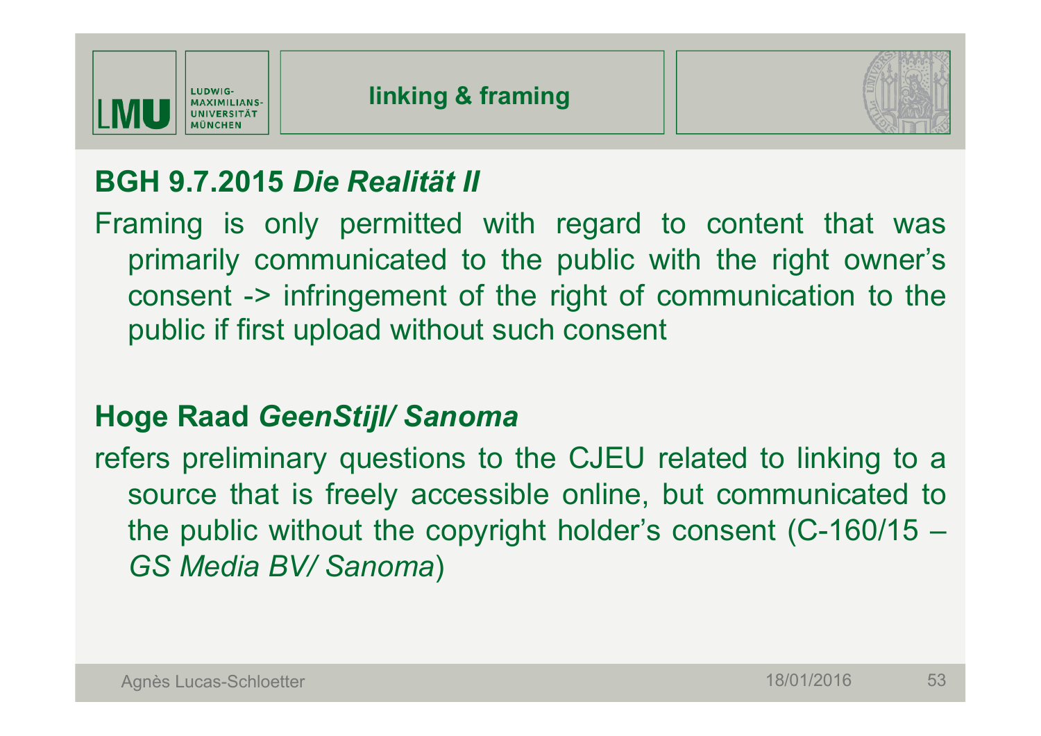## linking & framing

**BGH 9.7.2015 *Die Realität II***

Framing is only permitted with regard to content that was primarily communicated to the public with the right owner's consent -> infringement of the right of communication to the public if first upload without such consent

**Hoge Raad *GeenStijl/ Sanoma***

refers preliminary questions to the CJEU related to linking to a source that is freely accessible online, but communicated to the public without the copyright holder's consent (C-160/15 – *GS Media BV/ Sanoma*)